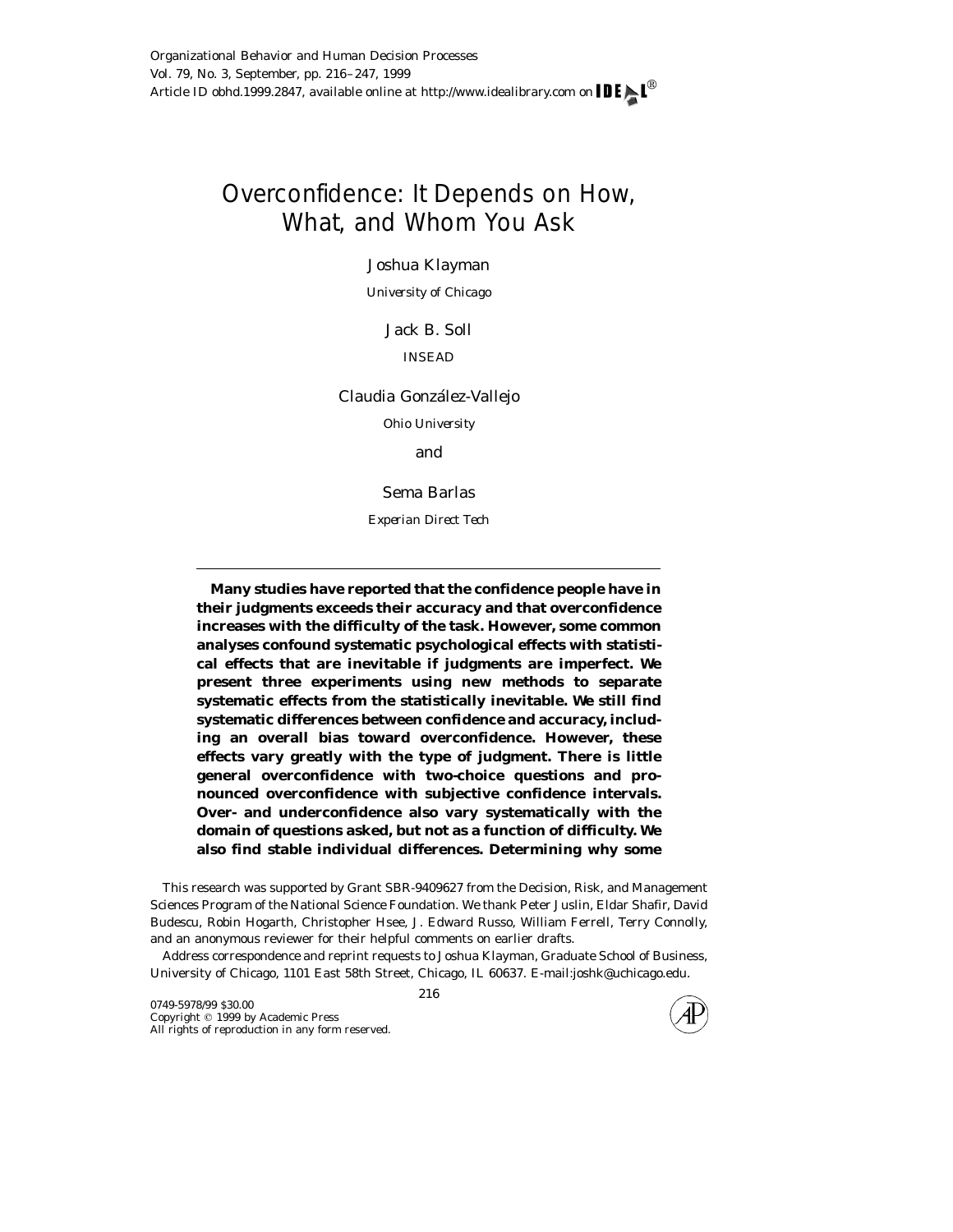# Overconfidence: It Depends on How, What, and Whom You Ask

Joshua Klayman

*University of Chicago*

Jack B. Soll

INSEAD

Claudia González-Vallejo

*Ohio University*

and

Sema Barlas

*Experian Direct Tech*

---

**Many studies have reported that the confidence people have in their judgments exceeds their accuracy and that overconfidence increases with the difficulty of the task. However, some common analyses confound systematic psychological effects with statistical effects that are inevitable if judgments are imperfect. We present three experiments using new methods to separate systematic effects from the statistically inevitable. We still find systematic differences between confidence and accuracy, including an overall bias toward overconfidence. However, these effects vary greatly with the type of judgment. There is little general overconfidence with two-choice questions and pronounced overconfidence with subjective confidence intervals. Over- and underconfidence also vary systematically with the domain of questions asked, but not as a function of difficulty. We also find stable individual differences. Determining why some**

This research was supported by Grant SBR-9409627 from the Decision, Risk, and Management Sciences Program of the National Science Foundation. We thank Peter Juslin, Eldar Shafir, David Budescu, Robin Hogarth, Christopher Hsee, J. Edward Russo, William Ferrell, Terry Connolly, and an anonymous reviewer for their helpful comments on earlier drafts.

Address correspondence and reprint requests to Joshua Klayman, Graduate School of Business, University of Chicago, 1101 East 58th Street, Chicago, IL 60637. E-mail:joshk@uchicago.edu.

0749-5978/99 $30.00
Copyright © 1999 by Academic Press
All rights of reproduction in any form reserved.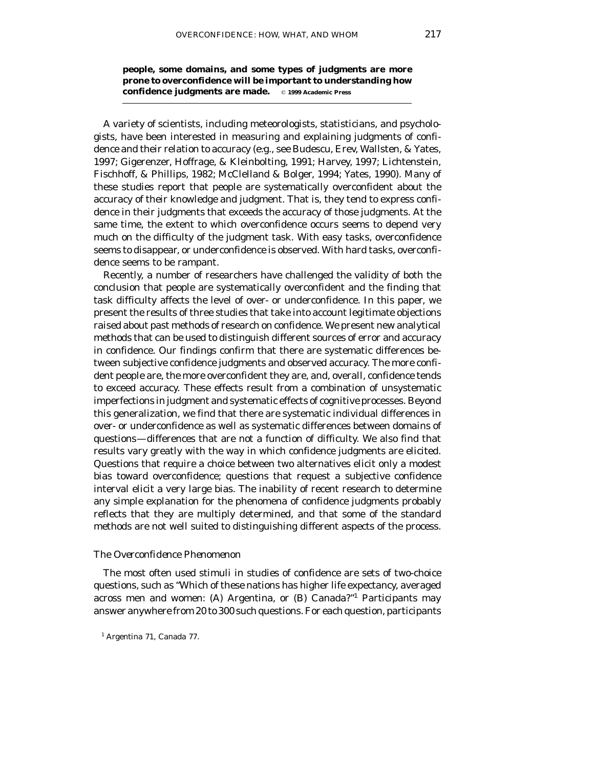**people, some domains, and some types of judgments are more prone to overconfidence will be important to understanding how confidence judgments are made.** © 1999 Academic Press

---

A variety of scientists, including meteorologists, statisticians, and psychologists, have been interested in measuring and explaining judgments of confidence and their relation to accuracy (e.g., see Budescu, Erev, Wallsten, & Yates, 1997; Gigerenzer, Hoffrage, & Kleinbolting, 1991; Harvey, 1997; Lichtenstein, Fischhoff, & Phillips, 1982; McClelland & Bolger, 1994; Yates, 1990). Many of these studies report that people are systematically overconfident about the accuracy of their knowledge and judgment. That is, they tend to express confidence in their judgments that exceeds the accuracy of those judgments. At the same time, the extent to which overconfidence occurs seems to depend very much on the difficulty of the judgment task. With easy tasks, overconfidence seems to disappear, or underconfidence is observed. With hard tasks, overconfidence seems to be rampant.

Recently, a number of researchers have challenged the validity of both the conclusion that people are systematically overconfident and the finding that task difficulty affects the level of over- or underconfidence. In this paper, we present the results of three studies that take into account legitimate objections raised about past methods of research on confidence. We present new analytical methods that can be used to distinguish different sources of error and accuracy in confidence. Our findings confirm that there are systematic differences between subjective confidence judgments and observed accuracy. The more confident people are, the more overconfident they are, and, overall, confidence tends to exceed accuracy. These effects result from a combination of unsystematic imperfections in judgment and systematic effects of cognitive processes. Beyond this generalization, we find that there are systematic individual differences in over- or underconfidence as well as systematic differences between domains of questions—differences that are not a function of difficulty. We also find that results vary greatly with the way in which confidence judgments are elicited. Questions that require a choice between two alternatives elicit only a modest bias toward overconfidence; questions that request a subjective confidence interval elicit a very large bias. The inability of recent research to determine any simple explanation for the phenomena of confidence judgments probably reflects that they are multiply determined, and that some of the standard methods are not well suited to distinguishing different aspects of the process.

### *The Overconfidence Phenomenon*

The most often used stimuli in studies of confidence are sets of two-choice questions, such as "Which of these nations has higher life expectancy, averaged across men and women: (A) Argentina, or (B) Canada?"[1] Participants may answer anywhere from 20 to 300 such questions. For each question, participants

[1] Argentina 71, Canada 77.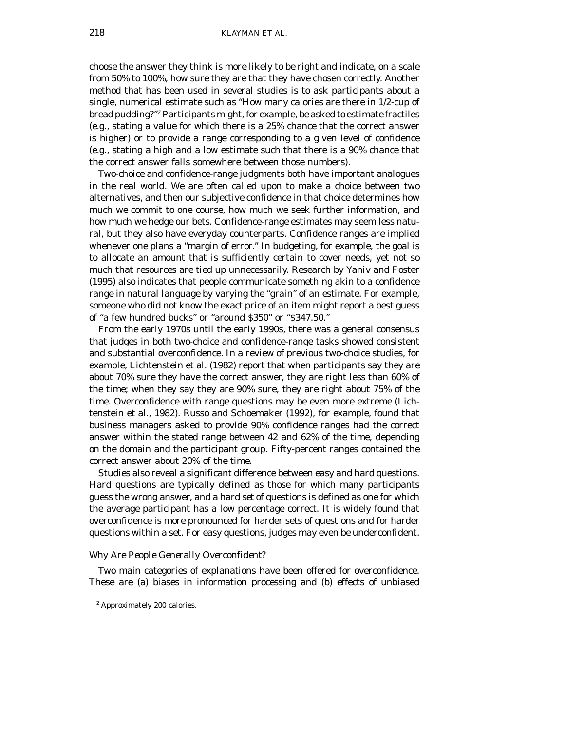choose the answer they think is more likely to be right and indicate, on a scale from 50% to 100%, how sure they are that they have chosen correctly. Another method that has been used in several studies is to ask participants about a single, numerical estimate such as "How many calories are there in 1/2-cup of bread pudding?"[2] Participants might, for example, be asked to estimate fractiles (e.g., stating a value for which there is a 25% chance that the correct answer is higher) or to provide a range corresponding to a given level of confidence (e.g., stating a high and a low estimate such that there is a 90% chance that the correct answer falls somewhere between those numbers).

Two-choice and confidence-range judgments both have important analogues in the real world. We are often called upon to make a choice between two alternatives, and then our subjective confidence in that choice determines how much we commit to one course, how much we seek further information, and how much we hedge our bets. Confidence-range estimates may seem less natural, but they also have everyday counterparts. Confidence ranges are implied whenever one plans a "margin of error." In budgeting, for example, the goal is to allocate an amount that is sufficiently certain to cover needs, yet not so much that resources are tied up unnecessarily. Research by Yaniv and Foster (1995) also indicates that people communicate something akin to a confidence range in natural language by varying the "grain" of an estimate. For example, someone who did not know the exact price of an item might report a best guess of "a few hundred bucks" or "around $350" or "$347.50."

From the early 1970s until the early 1990s, there was a general consensus that judges in both two-choice and confidence-range tasks showed consistent and substantial overconfidence. In a review of previous two-choice studies, for example, Lichtenstein et al. (1982) report that when participants say they are about 70% sure they have the correct answer, they are right less than 60% of the time; when they say they are 90% sure, they are right about 75% of the time. Overconfidence with range questions may be even more extreme (Lichtenstein et al., 1982). Russo and Schoemaker (1992), for example, found that business managers asked to provide 90% confidence ranges had the correct answer within the stated range between 42 and 62% of the time, depending on the domain and the participant group. Fifty-percent ranges contained the correct answer about 20% of the time.

Studies also reveal a significant difference between easy and hard questions. Hard questions are typically defined as those for which many participants guess the wrong answer, and a hard *set* of questions is defined as one for which the average participant has a low percentage correct. It is widely found that overconfidence is more pronounced for harder sets of questions and for harder questions within a set. For easy questions, judges may even be underconfident.

### *Why Are People Generally Overconfident?*

Two main categories of explanations have been offered for overconfidence. These are (a) biases in information processing and (b) effects of unbiased

[2] Approximately 200 calories.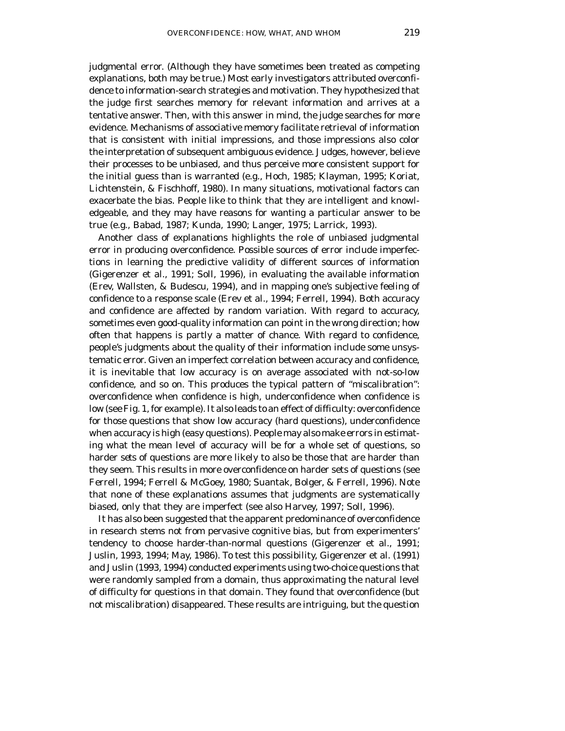judgmental error. (Although they have sometimes been treated as competing explanations, both may be true.) Most early investigators attributed overconfidence to information-search strategies and motivation. They hypothesized that the judge first searches memory for relevant information and arrives at a tentative answer. Then, with this answer in mind, the judge searches for more evidence. Mechanisms of associative memory facilitate retrieval of information that is consistent with initial impressions, and those impressions also color the interpretation of subsequent ambiguous evidence. Judges, however, believe their processes to be unbiased, and thus perceive more consistent support for the initial guess than is warranted (e.g., Hoch, 1985; Klayman, 1995; Koriat, Lichtenstein, & Fischhoff, 1980). In many situations, motivational factors can exacerbate the bias. People like to think that they are intelligent and knowledgeable, and they may have reasons for wanting a particular answer to be true (e.g., Babad, 1987; Kunda, 1990; Langer, 1975; Larrick, 1993).

Another class of explanations highlights the role of unbiased judgmental error in producing overconfidence. Possible sources of error include imperfections in learning the predictive validity of different sources of information (Gigerenzer et al., 1991; Soll, 1996), in evaluating the available information (Erev, Wallsten, & Budescu, 1994), and in mapping one's subjective feeling of confidence to a response scale (Erev et al., 1994; Ferrell, 1994). Both accuracy and confidence are affected by random variation. With regard to accuracy, sometimes even good-quality information can point in the wrong direction; how often that happens is partly a matter of chance. With regard to confidence, people's judgments about the quality of their information include some unsystematic error. Given an imperfect correlation between accuracy and confidence, it is inevitable that low accuracy is on average associated with not-so-low confidence, and so on. This produces the typical pattern of "miscalibration": overconfidence when confidence is high, underconfidence when confidence is low (see Fig. 1, for example). It also leads to an effect of difficulty: overconfidence for those questions that show low accuracy (hard questions), underconfidence when accuracy is high (easy questions). People may also make errors in estimating what the mean level of accuracy will be for a whole set of questions, so harder *sets* of questions are more likely to also be those that are harder than they seem. This results in more overconfidence on harder sets of questions (see Ferrell, 1994; Ferrell & McGoey, 1980; Suantak, Bolger, & Ferrell, 1996). Note that none of these explanations assumes that judgments are systematically biased, only that they are imperfect (see also Harvey, 1997; Soll, 1996).

It has also been suggested that the apparent predominance of overconfidence in research stems not from pervasive cognitive bias, but from experimenters' tendency to choose harder-than-normal questions (Gigerenzer et al., 1991; Juslin, 1993, 1994; May, 1986). To test this possibility, Gigerenzer et al. (1991) and Juslin (1993, 1994) conducted experiments using two-choice questions that were randomly sampled from a domain, thus approximating the natural level of difficulty for questions in that domain. They found that overconfidence (but not miscalibration) disappeared. These results are intriguing, but the question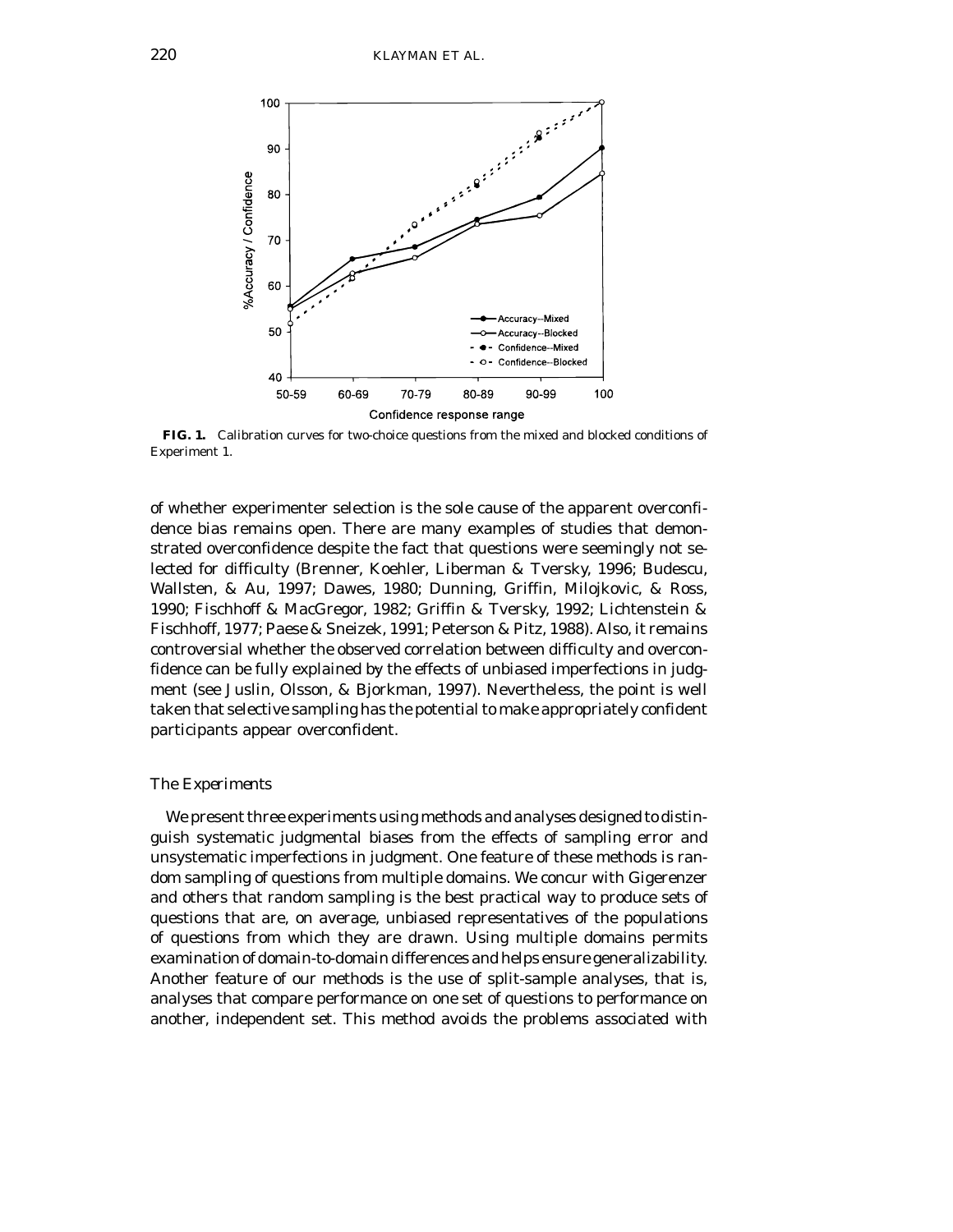**FIG. 1.** Calibration curves for two-choice questions from the mixed and blocked conditions of Experiment 1.

of whether experimenter selection is the sole cause of the apparent overconfidence bias remains open. There are many examples of studies that demonstrated overconfidence despite the fact that questions were seemingly not selected for difficulty (Brenner, Koehler, Liberman & Tversky, 1996; Budescu, Wallsten, & Au, 1997; Dawes, 1980; Dunning, Griffin, Milojkovic, & Ross, 1990; Fischhoff & MacGregor, 1982; Griffin & Tversky, 1992; Lichtenstein & Fischhoff, 1977; Paese & Sneizek, 1991; Peterson & Pitz, 1988). Also, it remains controversial whether the observed correlation between difficulty and overconfidence can be fully explained by the effects of unbiased imperfections in judgment (see Juslin, Olsson, & Bjorkman, 1997). Nevertheless, the point is well taken that selective sampling has the potential to make appropriately confident participants appear overconfident.

### *The Experiments*

We present three experiments using methods and analyses designed to distinguish systematic judgmental biases from the effects of sampling error and unsystematic imperfections in judgment. One feature of these methods is random sampling of questions from multiple domains. We concur with Gigerenzer and others that random sampling is the best practical way to produce sets of questions that are, on average, unbiased representatives of the populations of questions from which they are drawn. Using multiple domains permits examination of domain-to-domain differences and helps ensure generalizability. Another feature of our methods is the use of split-sample analyses, that is, analyses that compare performance on one set of questions to performance on another, independent set. This method avoids the problems associated with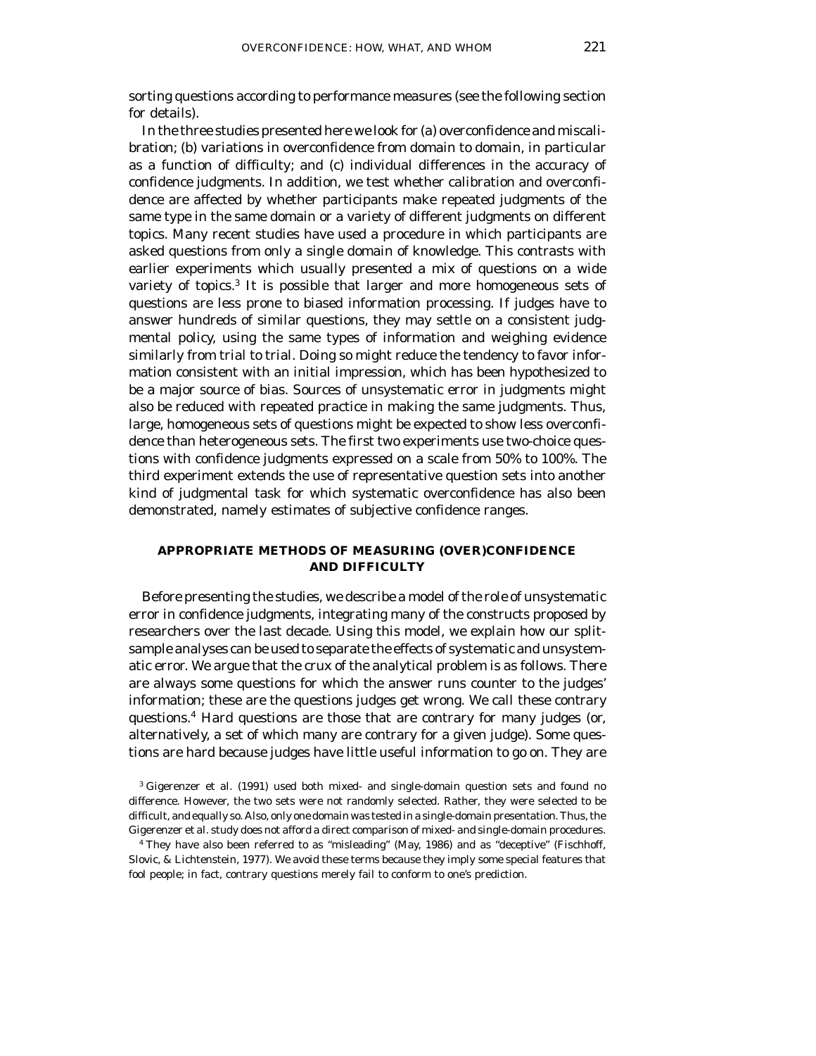sorting questions according to performance measures (see the following section for details).

In the three studies presented here we look for (a) overconfidence and miscalibration; (b) variations in overconfidence from domain to domain, in particular as a function of difficulty; and (c) individual differences in the accuracy of confidence judgments. In addition, we test whether calibration and overconfidence are affected by whether participants make repeated judgments of the same type in the same domain or a variety of different judgments on different topics. Many recent studies have used a procedure in which participants are asked questions from only a single domain of knowledge. This contrasts with earlier experiments which usually presented a mix of questions on a wide variety of topics.[3] It is possible that larger and more homogeneous sets of questions are less prone to biased information processing. If judges have to answer hundreds of similar questions, they may settle on a consistent judgmental policy, using the same types of information and weighing evidence similarly from trial to trial. Doing so might reduce the tendency to favor information consistent with an initial impression, which has been hypothesized to be a major source of bias. Sources of unsystematic error in judgments might also be reduced with repeated practice in making the same judgments. Thus, large, homogeneous sets of questions might be expected to show less overconfidence than heterogeneous sets. The first two experiments use two-choice questions with confidence judgments expressed on a scale from 50% to 100%. The third experiment extends the use of representative question sets into another kind of judgmental task for which systematic overconfidence has also been demonstrated, namely estimates of subjective confidence ranges.

## APPROPRIATE METHODS OF MEASURING (OVER)CONFIDENCE AND DIFFICULTY

Before presenting the studies, we describe a model of the role of unsystematic error in confidence judgments, integrating many of the constructs proposed by researchers over the last decade. Using this model, we explain how our split-sample analyses can be used to separate the effects of systematic and unsystematic error. We argue that the crux of the analytical problem is as follows. There are always some questions for which the answer runs counter to the judges' information; these are the questions judges get wrong. We call these *contrary* questions.[4] Hard questions are those that are contrary for many judges (or, alternatively, a set of which many are contrary for a given judge). Some questions are hard because judges have little useful information to go on. They are

[3] Gigerenzer et al. (1991) used both mixed- and single-domain question sets and found no difference. However, the two sets were not randomly selected. Rather, they were selected to be difficult, and equally so. Also, only one domain was tested in a single-domain presentation. Thus, the Gigerenzer et al. study does not afford a direct comparison of mixed- and single-domain procedures.

[4] They have also been referred to as "misleading" (May, 1986) and as "deceptive" (Fischhoff, Slovic, & Lichtenstein, 1977). We avoid these terms because they imply some special features that fool people; in fact, contrary questions merely fail to conform to one's prediction.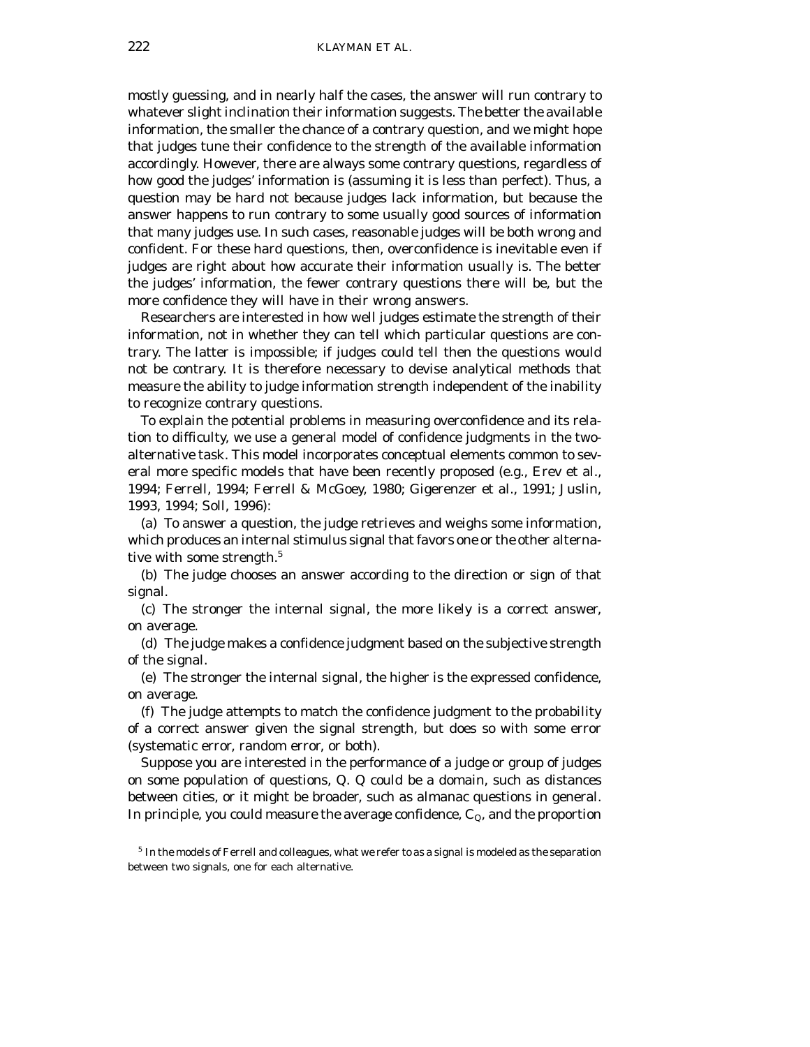mostly guessing, and in nearly half the cases, the answer will run contrary to whatever slight inclination their information suggests. The better the available information, the smaller the chance of a contrary question, and we might hope that judges tune their confidence to the strength of the available information accordingly. However, there are always some contrary questions, regardless of how good the judges' information is (assuming it is less than perfect). Thus, a question may be hard not because judges lack information, but because the answer happens to run contrary to some usually good sources of information that many judges use. In such cases, reasonable judges will be both wrong and confident. For these hard questions, then, overconfidence is inevitable even if judges are right about how accurate their information usually is. The better the judges' information, the fewer contrary questions there will be, but the more confidence they will have in their wrong answers.

Researchers are interested in how well judges estimate the strength of their information, not in whether they can tell which particular questions are contrary. The latter is impossible; if judges could tell then the questions would not be contrary. It is therefore necessary to devise analytical methods that measure the ability to judge information strength independent of the inability to recognize contrary questions.

To explain the potential problems in measuring overconfidence and its relation to difficulty, we use a general model of confidence judgments in the two-alternative task. This model incorporates conceptual elements common to several more specific models that have been recently proposed (e.g., Erev et al., 1994; Ferrell, 1994; Ferrell & McGoey, 1980; Gigerenzer et al., 1991; Juslin, 1993, 1994; Soll, 1996):

(a) To answer a question, the judge retrieves and weighs some information, which produces an internal stimulus signal that favors one or the other alternative with some strength.[5]

(b) The judge chooses an answer according to the direction or sign of that signal.

(c) The stronger the internal signal, the more likely is a correct answer, on average.

(d) The judge makes a confidence judgment based on the subjective strength of the signal.

(e) The stronger the internal signal, the higher is the expressed confidence, on average.

(f) The judge attempts to match the confidence judgment to the probability of a correct answer given the signal strength, but does so with some error (systematic error, random error, or both).

Suppose you are interested in the performance of a judge or group of judges on some population of questions, *Q*. *Q* could be a domain, such as distances between cities, or it might be broader, such as almanac questions in general. In principle, you could measure the average confidence, $C_Q$, and the proportion

[5] In the models of Ferrell and colleagues, what we refer to as a signal is modeled as the separation between two signals, one for each alternative.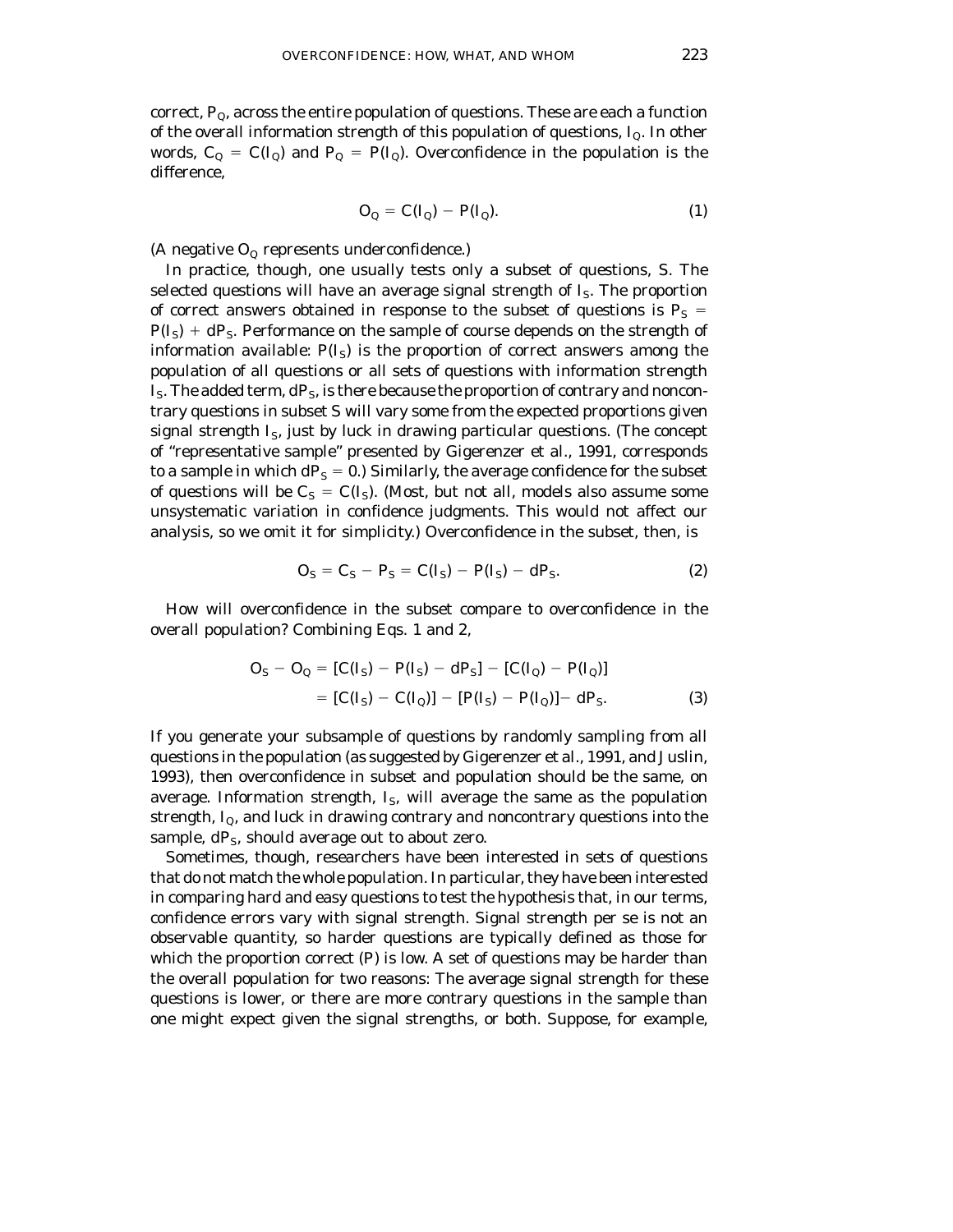correct, $P_Q$, across the entire population of questions. These are each a function of the overall information strength of this population of questions, $I_Q$. In other words, $C_Q = C(I_Q)$ and $P_Q = P(I_Q)$. Overconfidence in the population is the difference,

$$O_Q = C(I_Q) - P(I_Q). \tag{1}$$

(A negative $O_Q$ represents underconfidence.)

In practice, though, one usually tests only a subset of questions, S. The selected questions will have an average signal strength of $I_S$. The proportion of correct answers obtained in response to the subset of questions is $P_S = P(I_S) + dP_S$. Performance on the sample of course depends on the strength of information available: $P(I_S)$ is the proportion of correct answers among the population of all questions or all sets of questions with information strength $I_S$. The added term, $dP_S$, is there because the proportion of contrary and noncontrary questions in subset S will vary some from the expected proportions given signal strength $I_S$, just by luck in drawing particular questions. (The concept of "representative sample" presented by Gigerenzer et al., 1991, corresponds to a sample in which $dP_S = 0$.) Similarly, the average confidence for the subset of questions will be $C_S = C(I_S)$. (Most, but not all, models also assume some unsystematic variation in confidence judgments. This would not affect our analysis, so we omit it for simplicity.) Overconfidence in the subset, then, is

$$O_S = C_S - P_S = C(I_S) - P(I_S) - dP_S. \tag{2}$$

How will overconfidence in the subset compare to overconfidence in the overall population? Combining Eqs. 1 and 2,

$$\begin{aligned} O_S - O_Q &= [C(I_S) - P(I_S) - dP_S] - [C(I_Q) - P(I_Q)] \\ &= [C(I_S) - C(I_Q)] - [P(I_S) - P(I_Q)] - dP_S. \end{aligned} \tag{3}$$

If you generate your subsample of questions by randomly sampling from all questions in the population (as suggested by Gigerenzer et al., 1991, and Juslin, 1993), then overconfidence in subset and population should be the same, on average. Information strength, $I_S$, will average the same as the population strength, $I_Q$, and luck in drawing contrary and noncontrary questions into the sample, $dP_S$, should average out to about zero.

Sometimes, though, researchers have been interested in sets of questions that do not match the whole population. In particular, they have been interested in comparing hard and easy questions to test the hypothesis that, in our terms, confidence errors vary with signal strength. Signal strength per se is not an observable quantity, so harder questions are typically defined as those for which the proportion correct (P) is low. A set of questions may be harder than the overall population for two reasons: The average signal strength for these questions is lower, or there are more contrary questions in the sample than one might expect given the signal strengths, or both. Suppose, for example,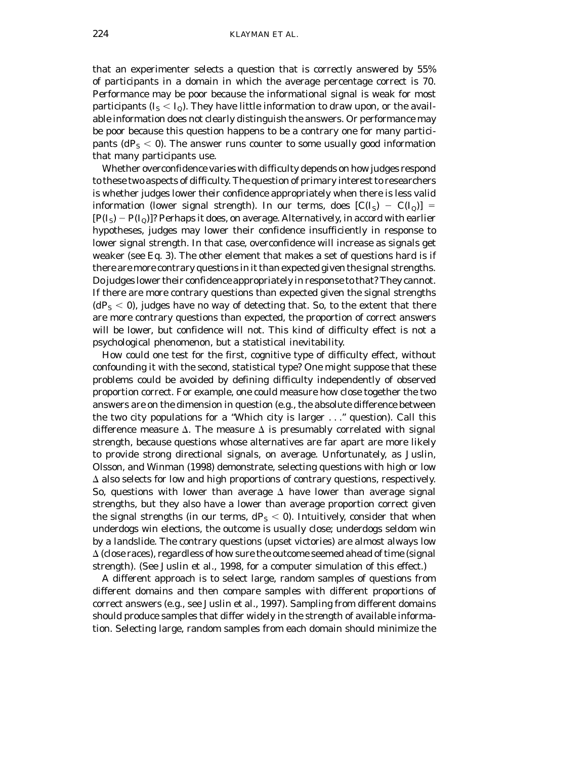that an experimenter selects a question that is correctly answered by 55% of participants in a domain in which the average percentage correct is 70. Performance may be poor because the informational signal is weak for most participants ($I_S < I_Q$). They have little information to draw upon, or the available information does not clearly distinguish the answers. Or performance may be poor because this question happens to be a contrary one for many participants ($dP_S < 0$). The answer runs counter to some usually good information that many participants use.

Whether overconfidence varies with difficulty depends on how judges respond to these two aspects of difficulty. The question of primary interest to researchers is whether judges lower their confidence appropriately when there is less valid information (lower signal strength). In our terms, does $[C(I_S) - C(I_Q)] = [P(I_S) - P(I_Q)]$? Perhaps it does, on average. Alternatively, in accord with earlier hypotheses, judges may lower their confidence insufficiently in response to lower signal strength. In that case, overconfidence will increase as signals get weaker (see Eq. 3). The other element that makes a set of questions hard is if there are more contrary questions in it than expected given the signal strengths. Do judges lower their confidence appropriately in response to that? They cannot. If there are more contrary questions than expected given the signal strengths ($dP_S < 0$), judges have no way of detecting that. So, to the extent that there are more contrary questions than expected, the proportion of correct answers will be lower, but confidence will not. This kind of difficulty effect is not a psychological phenomenon, but a statistical inevitability.

How could one test for the first, cognitive type of difficulty effect, without confounding it with the second, statistical type? One might suppose that these problems could be avoided by defining difficulty independently of observed proportion correct. For example, one could measure how close together the two answers are on the dimension in question (e.g., the absolute difference between the two city populations for a "Which city is larger . . ." question). Call this difference measure $\Delta$. The measure $\Delta$ is presumably correlated with signal strength, because questions whose alternatives are far apart are more likely to provide strong directional signals, on average. Unfortunately, as Juslin, Olsson, and Winman (1998) demonstrate, selecting questions with high or low $\Delta$ also selects for low and high proportions of contrary questions, respectively. So, questions with lower than average $\Delta$ have lower than average signal strengths, but they also have a lower than average proportion correct given the signal strengths (in our terms, $dP_S < 0$). Intuitively, consider that when underdogs win elections, the outcome is usually close; underdogs seldom win by a landslide. The contrary questions (upset victories) are almost always low $\Delta$ (close races), regardless of how sure the outcome seemed ahead of time (signal strength). (See Juslin et al., 1998, for a computer simulation of this effect.)

A different approach is to select large, random samples of questions from different domains and then compare samples with different proportions of correct answers (e.g., see Juslin et al., 1997). Sampling from different domains should produce samples that differ widely in the strength of available information. Selecting large, random samples from each domain should minimize the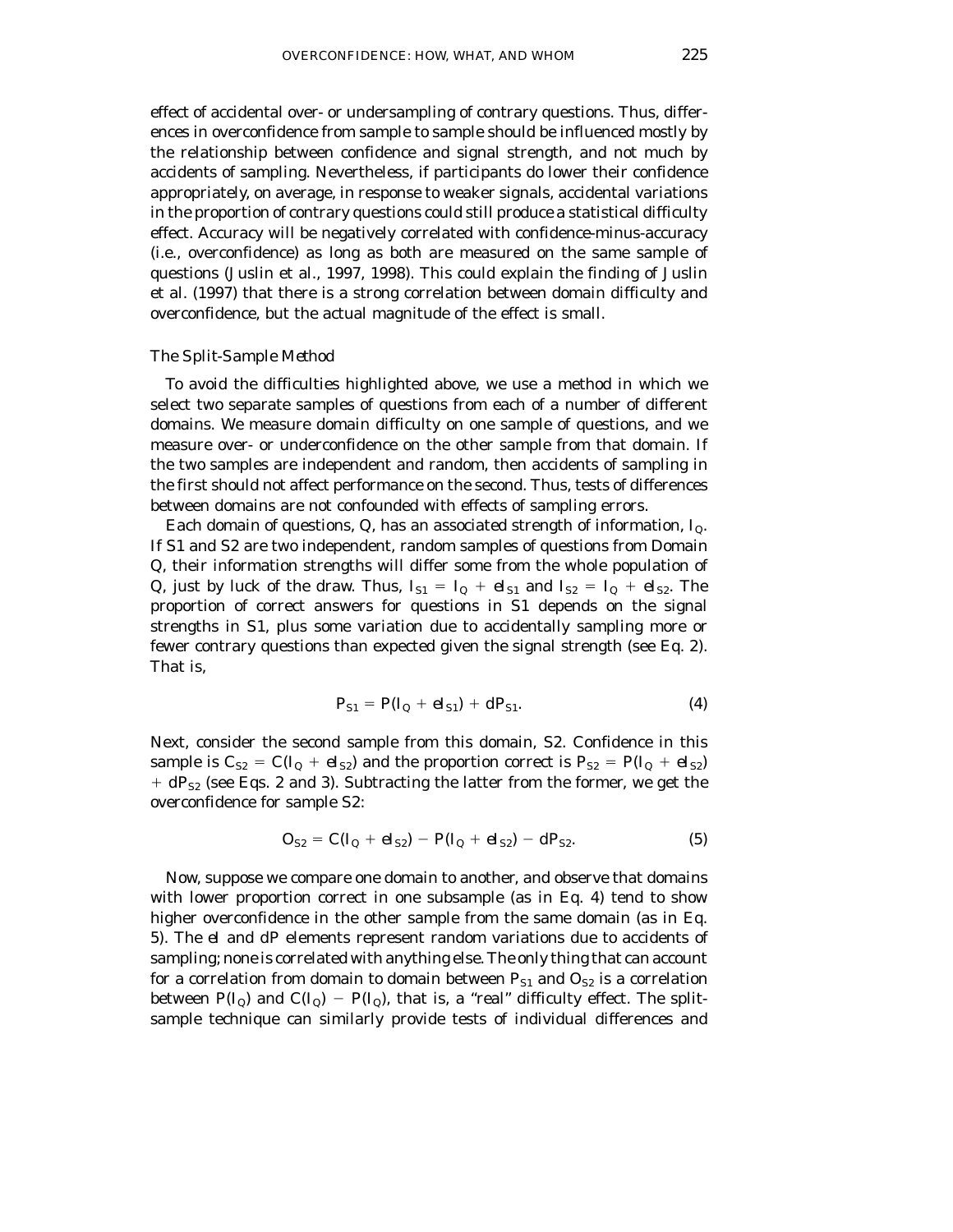effect of accidental over- or undersampling of contrary questions. Thus, differences in overconfidence from sample to sample should be influenced mostly by the relationship between confidence and signal strength, and not much by accidents of sampling. Nevertheless, if participants do lower their confidence appropriately, on average, in response to weaker signals, accidental variations in the proportion of contrary questions could still produce a statistical difficulty effect. Accuracy will be negatively correlated with confidence-minus-accuracy (i.e., overconfidence) as long as both are measured on the same sample of questions (Juslin et al., 1997, 1998). This could explain the finding of Juslin et al. (1997) that there is a strong correlation between domain difficulty and overconfidence, but the actual magnitude of the effect is small.

### *The Split-Sample Method*

To avoid the difficulties highlighted above, we use a method in which we select two separate samples of questions from each of a number of different domains. We measure domain difficulty on one sample of questions, and we measure over- or underconfidence on the other sample from that domain. If the two samples are independent and random, then accidents of sampling in the first should not affect performance on the second. Thus, tests of differences between domains are not confounded with effects of sampling errors.

Each domain of questions, $Q$, has an associated strength of information, $I_Q$. If S1 and S2 are two independent, random samples of questions from Domain $Q$, their information strengths will differ some from the whole population of $Q$, just by luck of the draw. Thus, $I_{S1} = I_Q + eI_{S1}$ and $I_{S2} = I_Q + eI_{S2}$. The proportion of correct answers for questions in S1 depends on the signal strengths in S1, plus some variation due to accidentally sampling more or fewer contrary questions than expected given the signal strength (see Eq. 2). That is,

$$P_{S1} = P(I_Q + eI_{S1}) + dP_{S1}. \tag{4}$$

Next, consider the second sample from this domain, S2. Confidence in this sample is $C_{S2} = C(I_Q + eI_{S2})$ and the proportion correct is $P_{S2} = P(I_Q + eI_{S2}) + dP_{S2}$ (see Eqs. 2 and 3). Subtracting the latter from the former, we get the overconfidence for sample S2:

$$O_{S2} = C(I_Q + eI_{S2}) - P(I_Q + eI_{S2}) - dP_{S2}. \tag{5}$$

Now, suppose we compare one domain to another, and observe that domains with lower proportion correct in one subsample (as in Eq. 4) tend to show higher overconfidence in the other sample from the same domain (as in Eq. 5). The $eI$ and $dP$ elements represent random variations due to accidents of sampling; none is correlated with anything else. The only thing that can account for a correlation from domain to domain between $P_{S1}$ and $O_{S2}$ is a correlation between $P(I_Q)$ and $C(I_Q) - P(I_Q)$, that is, a "real" difficulty effect. The split-sample technique can similarly provide tests of individual differences and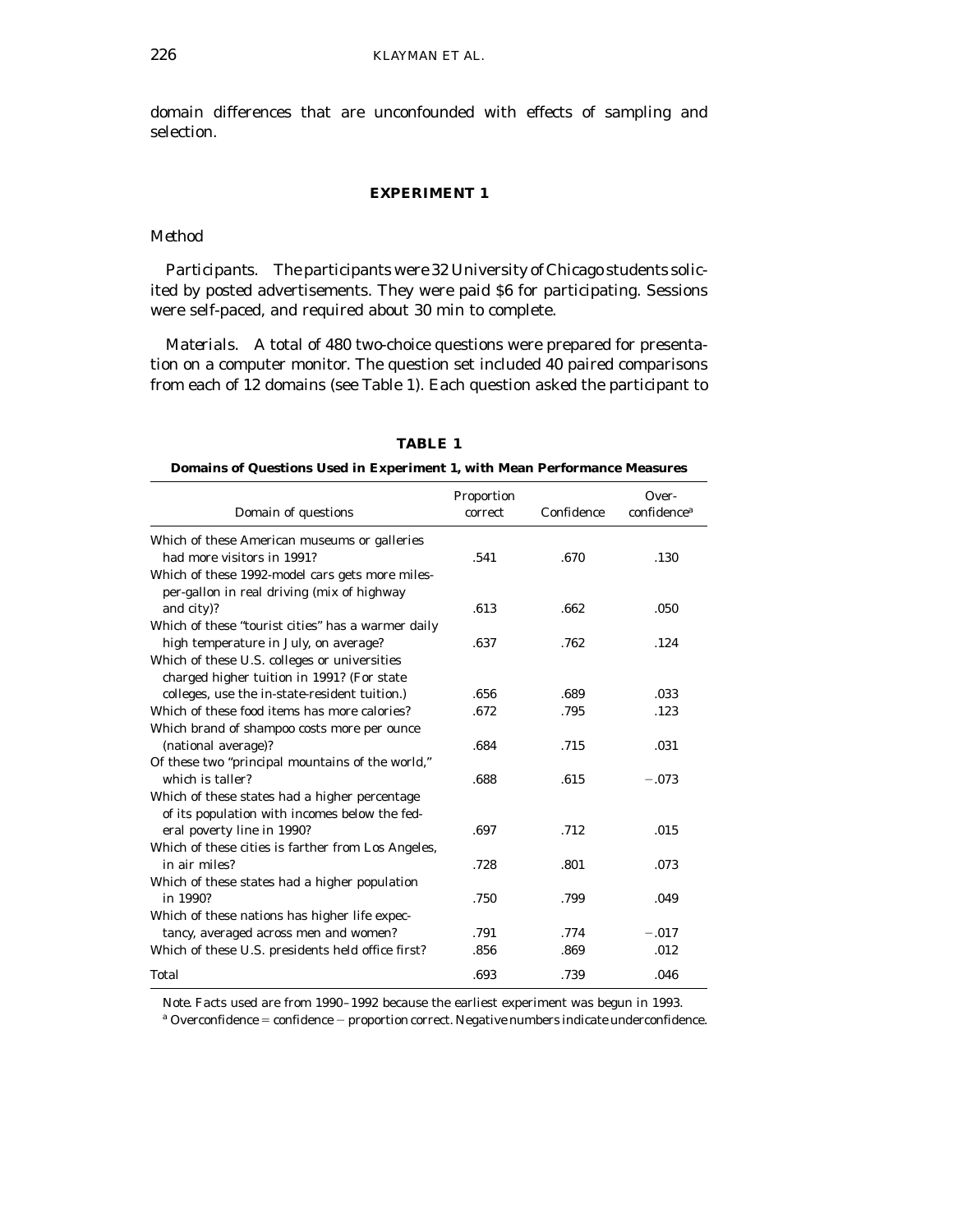domain differences that are unconfounded with effects of sampling and selection.

## EXPERIMENT 1

### Method

*Participants.* The participants were 32 University of Chicago students solicited by posted advertisements. They were paid $6 for participating. Sessions were self-paced, and required about 30 min to complete.

*Materials.* A total of 480 two-choice questions were prepared for presentation on a computer monitor. The question set included 40 paired comparisons from each of 12 domains (see Table 1). Each question asked the participant to

**TABLE 1**

**Domains of Questions Used in Experiment 1, with Mean Performance Measures**

| Domain of questions | Proportion correct | Confidence | Over-confidence[a] |
|---|---|---|---|
| Which of these American museums or galleries had more visitors in 1991? | .541 | .670 | .130 |
| Which of these 1992-model cars gets more miles-per-gallon in real driving (mix of highway and city)? | .613 | .662 | .050 |
| Which of these "tourist cities" has a warmer daily high temperature in July, on average? | .637 | .762 | .124 |
| Which of these U.S. colleges or universities charged higher tuition in 1991? (For state colleges, use the in-state-resident tuition.) | .656 | .689 | .033 |
| Which of these food items has more calories? | .672 | .795 | .123 |
| Which brand of shampoo costs more per ounce (national average)? | .684 | .715 | .031 |
| Of these two "principal mountains of the world," which is taller? | .688 | .615 | −.073 |
| Which of these states had a higher percentage of its population with incomes below the federal poverty line in 1990? | .697 | .712 | .015 |
| Which of these cities is farther from Los Angeles, in air miles? | .728 | .801 | .073 |
| Which of these states had a higher population in 1990? | .750 | .799 | .049 |
| Which of these nations has higher life expectancy, averaged across men and women? | .791 | .774 | −.017 |
| Which of these U.S. presidents held office first? | .856 | .869 | .012 |
| Total | .693 | .739 | .046 |

*Note.* Facts used are from 1990–1992 because the earliest experiment was begun in 1993.

[a] Overconfidence = confidence − proportion correct. Negative numbers indicate underconfidence.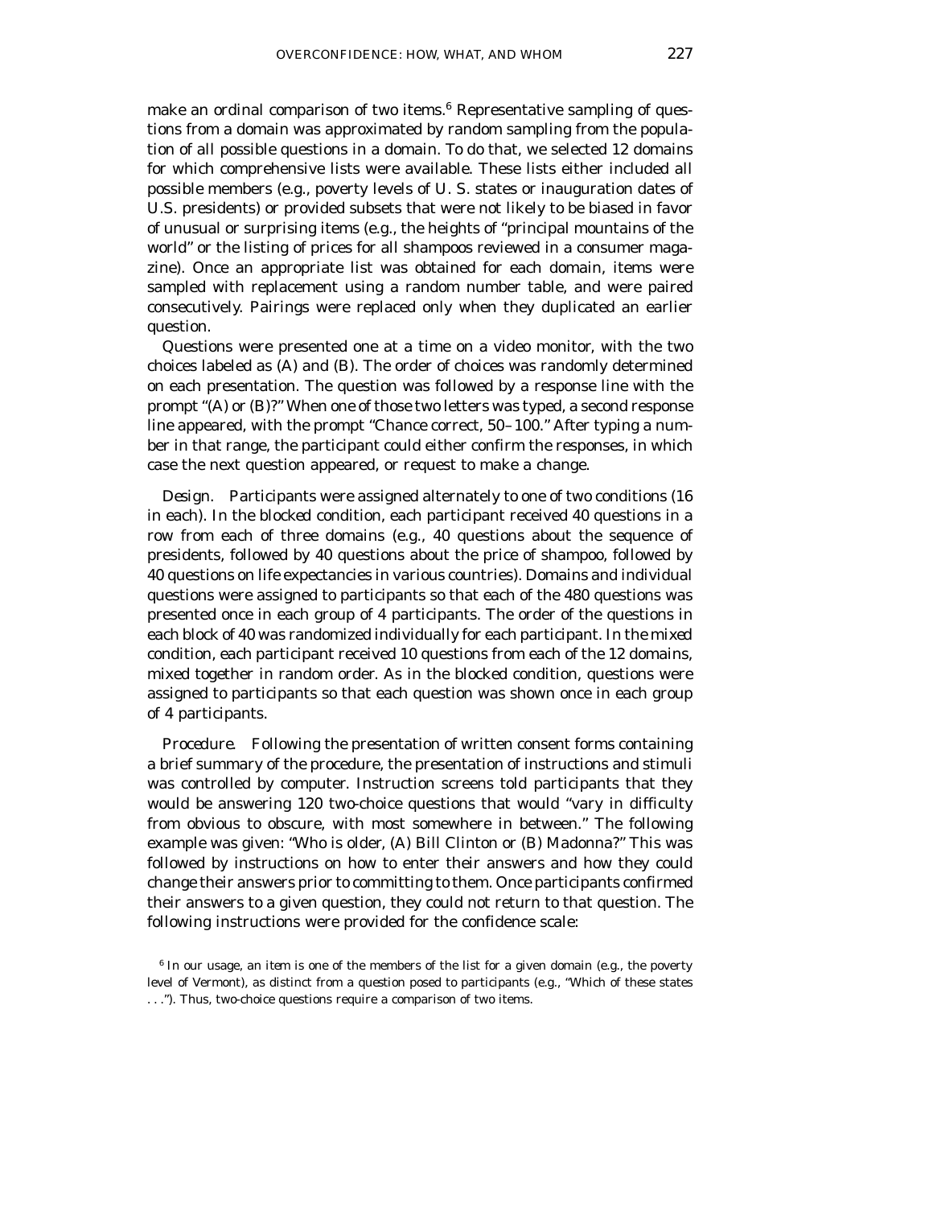make an ordinal comparison of two items.[6] Representative sampling of questions from a domain was approximated by random sampling from the population of all possible questions in a domain. To do that, we selected 12 domains for which comprehensive lists were available. These lists either included all possible members (e.g., poverty levels of U. S. states or inauguration dates of U.S. presidents) or provided subsets that were not likely to be biased in favor of unusual or surprising items (e.g., the heights of "principal mountains of the world" or the listing of prices for all shampoos reviewed in a consumer magazine). Once an appropriate list was obtained for each domain, items were sampled with replacement using a random number table, and were paired consecutively. Pairings were replaced only when they duplicated an earlier question.

Questions were presented one at a time on a video monitor, with the two choices labeled as (A) and (B). The order of choices was randomly determined on each presentation. The question was followed by a response line with the prompt "(A) or (B)?" When one of those two letters was typed, a second response line appeared, with the prompt "Chance correct, 50–100." After typing a number in that range, the participant could either confirm the responses, in which case the next question appeared, or request to make a change.

*Design.* Participants were assigned alternately to one of two conditions (16 in each). In the blocked condition, each participant received 40 questions in a row from each of three domains (e.g., 40 questions about the sequence of presidents, followed by 40 questions about the price of shampoo, followed by 40 questions on life expectancies in various countries). Domains and individual questions were assigned to participants so that each of the 480 questions was presented once in each group of 4 participants. The order of the questions in each block of 40 was randomized individually for each participant. In the mixed condition, each participant received 10 questions from each of the 12 domains, mixed together in random order. As in the blocked condition, questions were assigned to participants so that each question was shown once in each group of 4 participants.

*Procedure.* Following the presentation of written consent forms containing a brief summary of the procedure, the presentation of instructions and stimuli was controlled by computer. Instruction screens told participants that they would be answering 120 two-choice questions that would "vary in difficulty from obvious to obscure, with most somewhere in between." The following example was given: "Who is older, (A) Bill Clinton or (B) Madonna?" This was followed by instructions on how to enter their answers and how they could change their answers prior to committing to them. Once participants confirmed their answers to a given question, they could not return to that question. The following instructions were provided for the confidence scale:

[6] In our usage, an *item* is one of the members of the list for a given domain (e.g., the poverty level of Vermont), as distinct from a *question* posed to participants (e.g., "Which of these states . . ."). Thus, two-choice questions require a comparison of two items.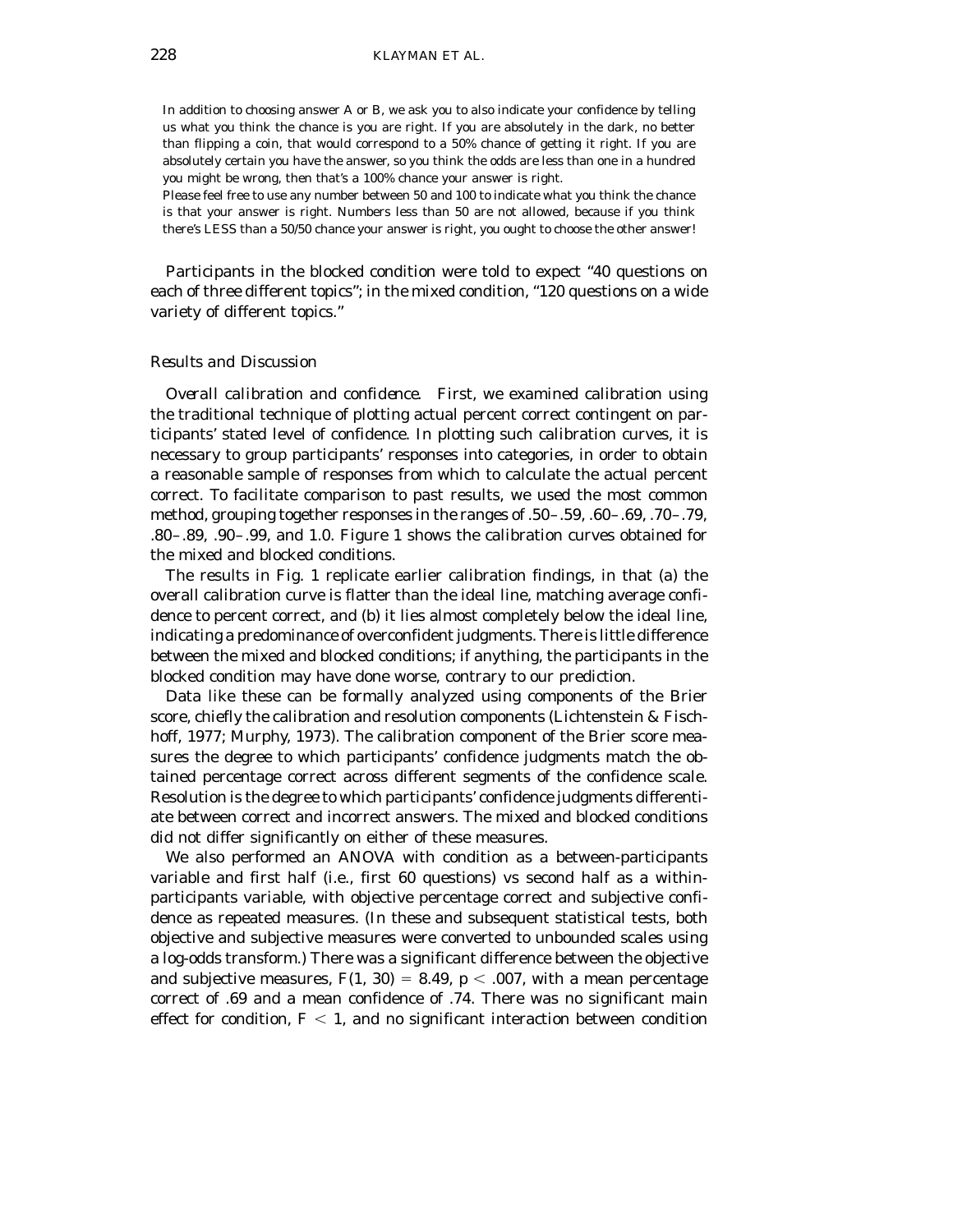> In addition to choosing answer A or B, we ask you to also indicate your confidence by telling us what you think the chance is you are right. If you are absolutely in the dark, no better than flipping a coin, that would correspond to a 50% chance of getting it right. If you are absolutely certain you have the answer, so you think the odds are less than one in a hundred you might be wrong, then that's a 100% chance your answer is right.
>
> Please feel free to use any number between 50 and 100 to indicate what you think the chance is that your answer is right. Numbers less than 50 are not allowed, because if you think there's LESS than a 50/50 chance your answer is right, you ought to choose the other answer!

Participants in the blocked condition were told to expect "40 questions on each of three different topics"; in the mixed condition, "120 questions on a wide variety of different topics."

### *Results and Discussion*

*Overall calibration and confidence.* First, we examined calibration using the traditional technique of plotting actual percent correct contingent on participants' stated level of confidence. In plotting such calibration curves, it is necessary to group participants' responses into categories, in order to obtain a reasonable sample of responses from which to calculate the actual percent correct. To facilitate comparison to past results, we used the most common method, grouping together responses in the ranges of .50–.59, .60–.69, .70–.79, .80–.89, .90–.99, and 1.0. Figure 1 shows the calibration curves obtained for the mixed and blocked conditions.

The results in Fig. 1 replicate earlier calibration findings, in that (a) the overall calibration curve is flatter than the ideal line, matching average confidence to percent correct, and (b) it lies almost completely below the ideal line, indicating a predominance of overconfident judgments. There is little difference between the mixed and blocked conditions; if anything, the participants in the blocked condition may have done worse, contrary to our prediction.

Data like these can be formally analyzed using components of the Brier score, chiefly the calibration and resolution components (Lichtenstein & Fischhoff, 1977; Murphy, 1973). The calibration component of the Brier score measures the degree to which participants' confidence judgments match the obtained percentage correct across different segments of the confidence scale. Resolution is the degree to which participants' confidence judgments differentiate between correct and incorrect answers. The mixed and blocked conditions did not differ significantly on either of these measures.

We also performed an ANOVA with condition as a between-participants variable and first half (i.e., first 60 questions) vs second half as a within-participants variable, with objective percentage correct and subjective confidence as repeated measures. (In these and subsequent statistical tests, both objective and subjective measures were converted to unbounded scales using a log-odds transform.) There was a significant difference between the objective and subjective measures, $F(1, 30) = 8.49$, $p < .007$, with a mean percentage correct of .69 and a mean confidence of .74. There was no significant main effect for condition, $F < 1$, and no significant interaction between condition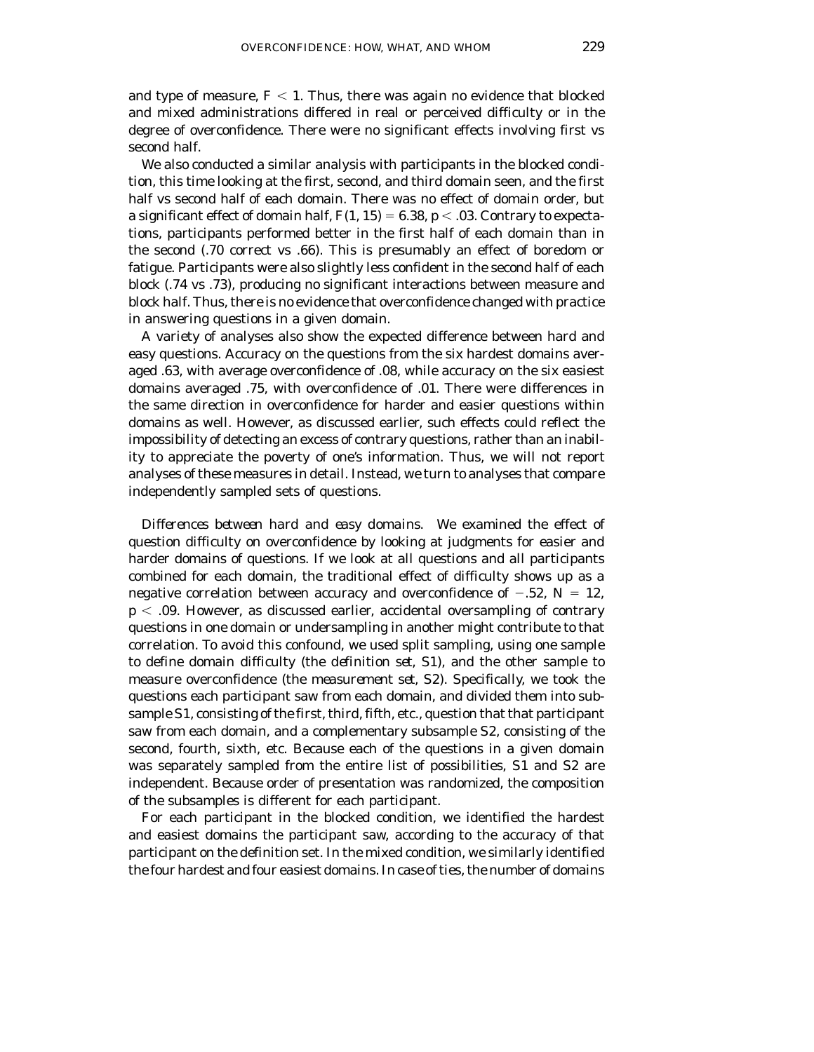and type of measure, $F < 1$. Thus, there was again no evidence that blocked and mixed administrations differed in real or perceived difficulty or in the degree of overconfidence. There were no significant effects involving first vs second half.

We also conducted a similar analysis with participants in the blocked condition, this time looking at the first, second, and third domain seen, and the first half vs second half of each domain. There was no effect of domain order, but a significant effect of domain half, $F(1, 15) = 6.38$, $p < .03$. Contrary to expectations, participants performed better in the first half of each domain than in the second (.70 correct vs .66). This is presumably an effect of boredom or fatigue. Participants were also slightly less confident in the second half of each block (.74 vs .73), producing no significant interactions between measure and block half. Thus, there is no evidence that overconfidence changed with practice in answering questions in a given domain.

A variety of analyses also show the expected difference between hard and easy questions. Accuracy on the questions from the six hardest domains averaged .63, with average overconfidence of .08, while accuracy on the six easiest domains averaged .75, with overconfidence of .01. There were differences in the same direction in overconfidence for harder and easier questions within domains as well. However, as discussed earlier, such effects could reflect the impossibility of detecting an excess of contrary questions, rather than an inability to appreciate the poverty of one's information. Thus, we will not report analyses of these measures in detail. Instead, we turn to analyses that compare independently sampled sets of questions.

*Differences between hard and easy domains.* We examined the effect of question difficulty on overconfidence by looking at judgments for easier and harder domains of questions. If we look at all questions and all participants combined for each domain, the traditional effect of difficulty shows up as a negative correlation between accuracy and overconfidence of $-.52$, $N = 12$, $p < .09$. However, as discussed earlier, accidental oversampling of contrary questions in one domain or undersampling in another might contribute to that correlation. To avoid this confound, we used split sampling, using one sample to define domain difficulty (the *definition set*, S1), and the other sample to measure overconfidence (the *measurement set*, S2). Specifically, we took the questions each participant saw from each domain, and divided them into subsample S1, consisting of the first, third, fifth, etc., question that that participant saw from each domain, and a complementary subsample S2, consisting of the second, fourth, sixth, etc. Because each of the questions in a given domain was separately sampled from the entire list of possibilities, S1 and S2 are independent. Because order of presentation was randomized, the composition of the subsamples is different for each participant.

For each participant in the blocked condition, we identified the hardest and easiest domains the participant saw, according to the accuracy of that participant on the definition set. In the mixed condition, we similarly identified the four hardest and four easiest domains. In case of ties, the number of domains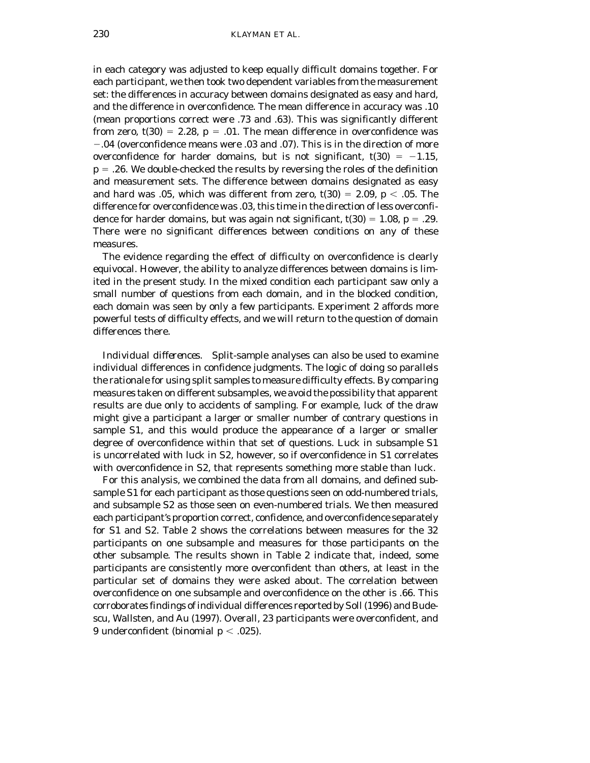in each category was adjusted to keep equally difficult domains together. For each participant, we then took two dependent variables from the measurement set: the differences in accuracy between domains designated as easy and hard, and the difference in overconfidence. The mean difference in accuracy was .10 (mean proportions correct were .73 and .63). This was significantly different from zero, $t(30) = 2.28$, $p = .01$. The mean difference in overconfidence was $-.04$ (overconfidence means were .03 and .07). This is in the direction of more overconfidence for harder domains, but is not significant, $t(30) = -1.15$, $p = .26$. We double-checked the results by reversing the roles of the definition and measurement sets. The difference between domains designated as easy and hard was .05, which was different from zero, $t(30) = 2.09$, $p < .05$. The difference for overconfidence was .03, this time in the direction of *less* overconfidence for harder domains, but was again not significant, $t(30) = 1.08$, $p = .29$. There were no significant differences between conditions on any of these measures.

The evidence regarding the effect of difficulty on overconfidence is clearly equivocal. However, the ability to analyze differences between domains is limited in the present study. In the mixed condition each participant saw only a small number of questions from each domain, and in the blocked condition, each domain was seen by only a few participants. Experiment 2 affords more powerful tests of difficulty effects, and we will return to the question of domain differences there.

*Individual differences.* Split-sample analyses can also be used to examine individual differences in confidence judgments. The logic of doing so parallels the rationale for using split samples to measure difficulty effects. By comparing measures taken on different subsamples, we avoid the possibility that apparent results are due only to accidents of sampling. For example, luck of the draw might give a participant a larger or smaller number of contrary questions in sample S1, and this would produce the appearance of a larger or smaller degree of overconfidence within that set of questions. Luck in subsample S1 is uncorrelated with luck in S2, however, so if overconfidence in S1 correlates with overconfidence in S2, that represents something more stable than luck.

For this analysis, we combined the data from all domains, and defined subsample S1 for each participant as those questions seen on odd-numbered trials, and subsample S2 as those seen on even-numbered trials. We then measured each participant's proportion correct, confidence, and overconfidence separately for S1 and S2. Table 2 shows the correlations between measures for the 32 participants on one subsample and measures for those participants on the other subsample. The results shown in Table 2 indicate that, indeed, some participants are consistently more overconfident than others, at least in the particular set of domains they were asked about. The correlation between overconfidence on one subsample and overconfidence on the other is .66. This corroborates findings of individual differences reported by Soll (1996) and Budescu, Wallsten, and Au (1997). Overall, 23 participants were overconfident, and 9 underconfident (binomial $p < .025$).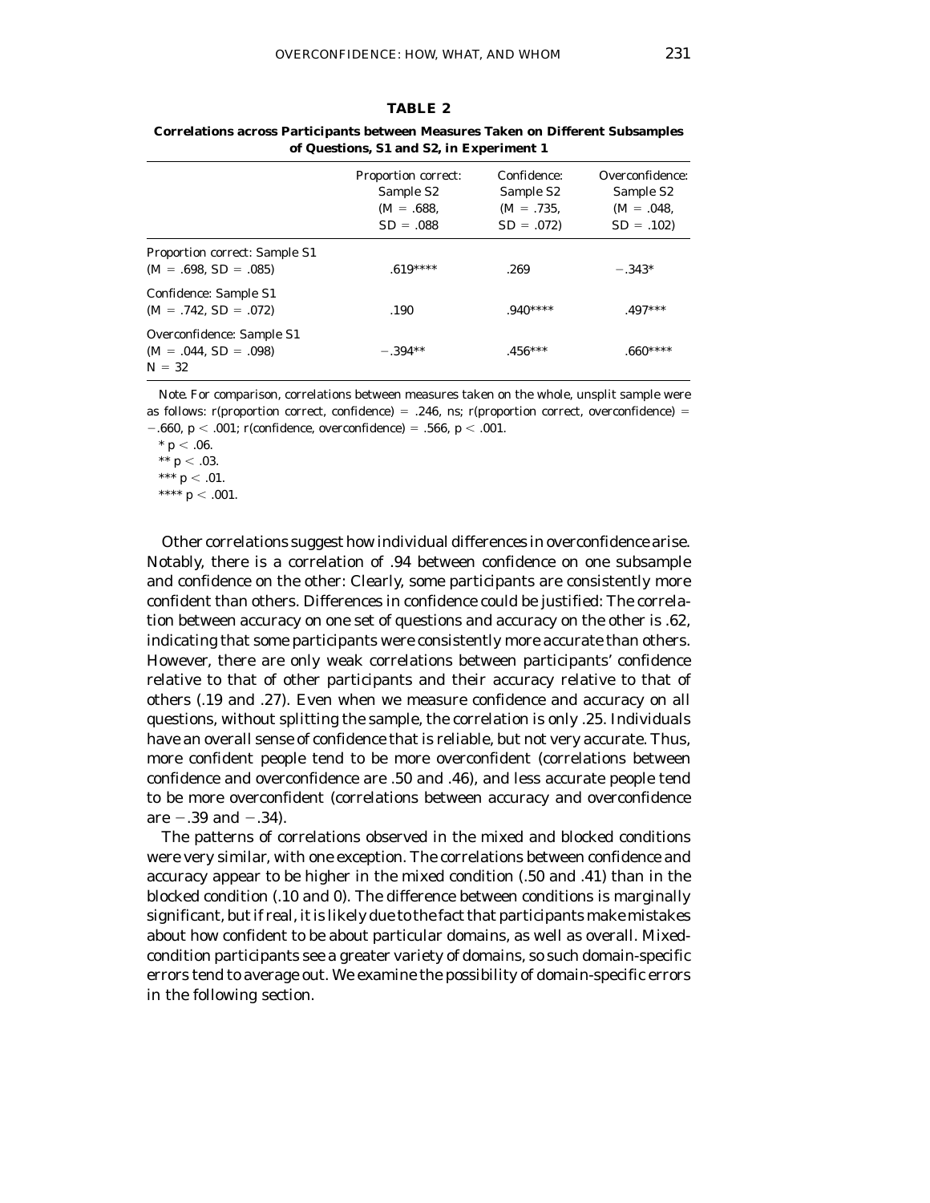**TABLE 2**

**Correlations across Participants between Measures Taken on Different Subsamples of Questions, S1 and S2, in Experiment 1**

| | Proportion correct: Sample S2 ($M = .688$, $SD = .088$ | Confidence: Sample S2 ($M = .735$, $SD = .072$) | Overconfidence: Sample S2 ($M = .048$, $SD = .102$) |
|---|---|---|---|
| Proportion correct: Sample S1 ($M = .698$, $SD = .085$) | .619**** | .269 | −.343* |
| Confidence: Sample S1 ($M = .742$, $SD = .072$) | .190 | .940**** | .497*** |
| Overconfidence: Sample S1 ($M = .044$, $SD = .098$) $N = 32$ | −.394** | .456*** | .660**** |

*Note.* For comparison, correlations between measures taken on the whole, unsplit sample were as follows: $r$(proportion correct, confidence) = .246, ns; $r$(proportion correct, overconfidence) = −.660, $p < .001$; $r$(confidence, overconfidence) = .566, $p < .001$.

* $p < .06$.

** $p < .03$.

*** $p < .01$.

**** $p < .001$.

Other correlations suggest how individual differences in overconfidence arise. Notably, there is a correlation of .94 between confidence on one subsample and confidence on the other: Clearly, some participants are consistently more confident than others. Differences in confidence could be justified: The correlation between accuracy on one set of questions and accuracy on the other is .62, indicating that some participants were consistently more accurate than others. However, there are only weak correlations between participants' confidence relative to that of other participants and their accuracy relative to that of others (.19 and .27). Even when we measure confidence and accuracy on all questions, without splitting the sample, the correlation is only .25. Individuals have an overall sense of confidence that is reliable, but not very accurate. Thus, more confident people tend to be more overconfident (correlations between confidence and overconfidence are .50 and .46), and less accurate people tend to be more overconfident (correlations between accuracy and overconfidence are −.39 and −.34).

The patterns of correlations observed in the mixed and blocked conditions were very similar, with one exception. The correlations between confidence and accuracy appear to be higher in the mixed condition (.50 and .41) than in the blocked condition (.10 and 0). The difference between conditions is marginally significant, but if real, it is likely due to the fact that participants make mistakes about how confident to be about particular domains, as well as overall. Mixed-condition participants see a greater variety of domains, so such domain-specific errors tend to average out. We examine the possibility of domain-specific errors in the following section.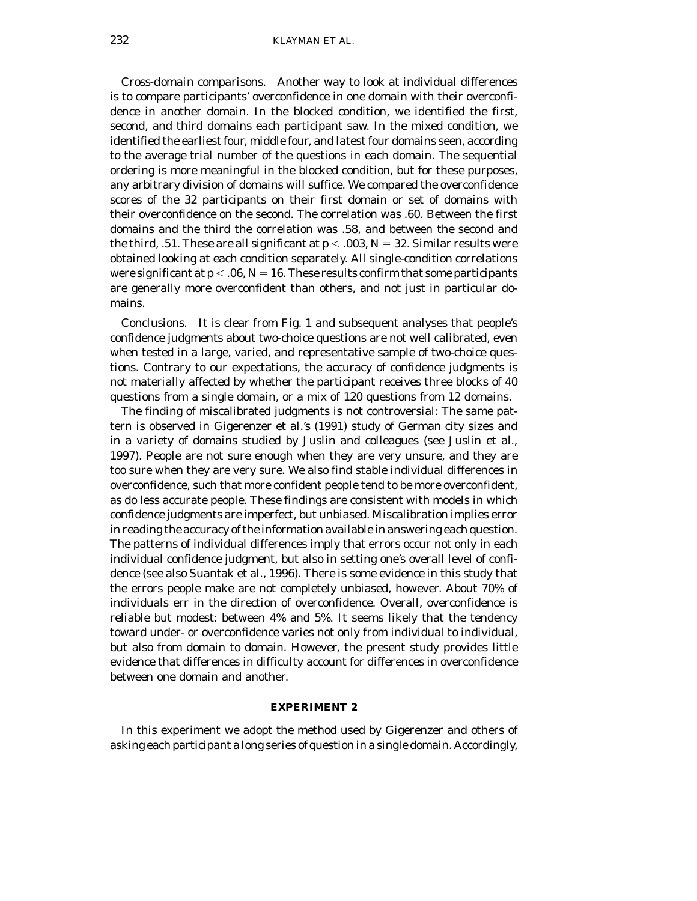*Cross-domain comparisons.* Another way to look at individual differences is to compare participants' overconfidence in one domain with their overconfidence in another domain. In the blocked condition, we identified the first, second, and third domains each participant saw. In the mixed condition, we identified the earliest four, middle four, and latest four domains seen, according to the average trial number of the questions in each domain. The sequential ordering is more meaningful in the blocked condition, but for these purposes, any arbitrary division of domains will suffice. We compared the overconfidence scores of the 32 participants on their first domain or set of domains with their overconfidence on the second. The correlation was .60. Between the first domains and the third the correlation was .58, and between the second and the third, .51. These are all significant at $p < .003$, $N = 32$. Similar results were obtained looking at each condition separately. All single-condition correlations were significant at $p < .06$, $N = 16$. These results confirm that some participants are generally more overconfident than others, and not just in particular domains.

*Conclusions.* It is clear from Fig. 1 and subsequent analyses that people's confidence judgments about two-choice questions are not well calibrated, even when tested in a large, varied, and representative sample of two-choice questions. Contrary to our expectations, the accuracy of confidence judgments is not materially affected by whether the participant receives three blocks of 40 questions from a single domain, or a mix of 120 questions from 12 domains.

The finding of miscalibrated judgments is not controversial: The same pattern is observed in Gigerenzer et al.'s (1991) study of German city sizes and in a variety of domains studied by Juslin and colleagues (see Juslin et al., 1997). People are not sure enough when they are very unsure, and they are too sure when they are very sure. We also find stable individual differences in overconfidence, such that more confident people tend to be more overconfident, as do less accurate people. These findings are consistent with models in which confidence judgments are imperfect, but unbiased. Miscalibration implies error in reading the accuracy of the information available in answering each question. The patterns of individual differences imply that errors occur not only in each individual confidence judgment, but also in setting one's overall level of confidence (see also Suantak et al., 1996). There is some evidence in this study that the errors people make are not completely unbiased, however. About 70% of individuals err in the direction of overconfidence. Overall, overconfidence is reliable but modest: between 4% and 5%. It seems likely that the tendency toward under- or overconfidence varies not only from individual to individual, but also from domain to domain. However, the present study provides little evidence that differences in difficulty account for differences in overconfidence between one domain and another.

## EXPERIMENT 2

In this experiment we adopt the method used by Gigerenzer and others of asking each participant a long series of question in a single domain. Accordingly,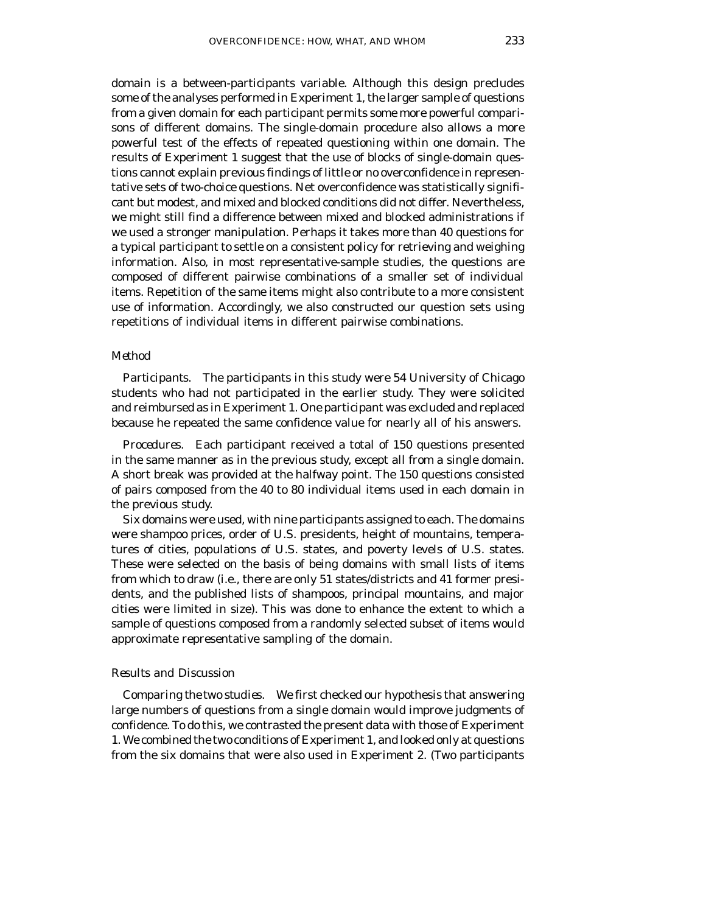domain is a between-participants variable. Although this design precludes some of the analyses performed in Experiment 1, the larger sample of questions from a given domain for each participant permits some more powerful comparisons of different domains. The single-domain procedure also allows a more powerful test of the effects of repeated questioning within one domain. The results of Experiment 1 suggest that the use of blocks of single-domain questions cannot explain previous findings of little or no overconfidence in representative sets of two-choice questions. Net overconfidence was statistically significant but modest, and mixed and blocked conditions did not differ. Nevertheless, we might still find a difference between mixed and blocked administrations if we used a stronger manipulation. Perhaps it takes more than 40 questions for a typical participant to settle on a consistent policy for retrieving and weighing information. Also, in most representative-sample studies, the questions are composed of different pairwise combinations of a smaller set of individual items. Repetition of the same items might also contribute to a more consistent use of information. Accordingly, we also constructed our question sets using repetitions of individual items in different pairwise combinations.

### *Method*

*Participants.* The participants in this study were 54 University of Chicago students who had not participated in the earlier study. They were solicited and reimbursed as in Experiment 1. One participant was excluded and replaced because he repeated the same confidence value for nearly all of his answers.

*Procedures.* Each participant received a total of 150 questions presented in the same manner as in the previous study, except all from a single domain. A short break was provided at the halfway point. The 150 questions consisted of pairs composed from the 40 to 80 individual items used in each domain in the previous study.

Six domains were used, with nine participants assigned to each. The domains were shampoo prices, order of U.S. presidents, height of mountains, temperatures of cities, populations of U.S. states, and poverty levels of U.S. states. These were selected on the basis of being domains with small lists of items from which to draw (i.e., there are only 51 states/districts and 41 former presidents, and the published lists of shampoos, principal mountains, and major cities were limited in size). This was done to enhance the extent to which a sample of questions composed from a randomly selected subset of items would approximate representative sampling of the domain.

### *Results and Discussion*

*Comparing the two studies.* We first checked our hypothesis that answering large numbers of questions from a single domain would improve judgments of confidence. To do this, we contrasted the present data with those of Experiment 1. We combined the two conditions of Experiment 1, and looked only at questions from the six domains that were also used in Experiment 2. (Two participants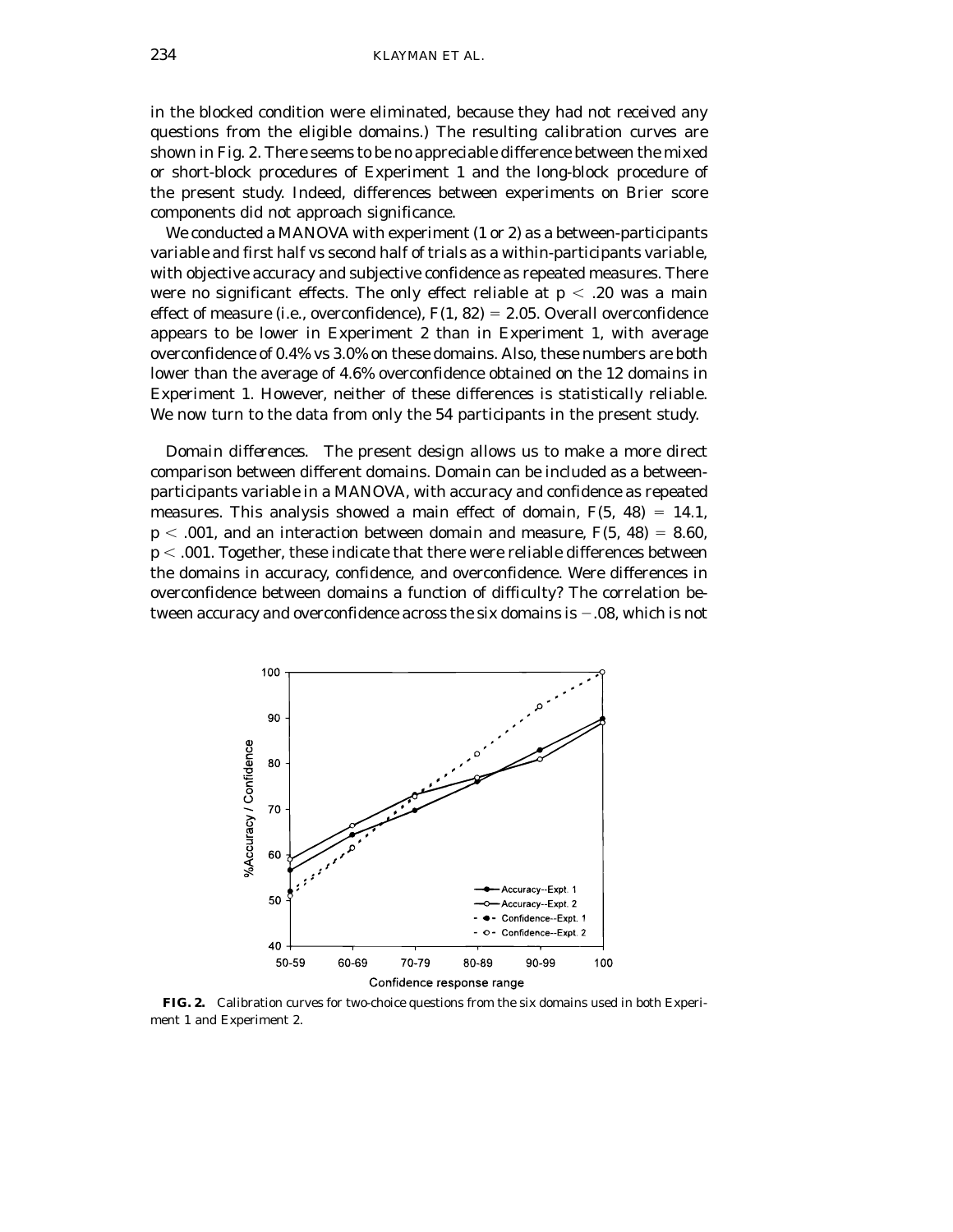in the blocked condition were eliminated, because they had not received any questions from the eligible domains.) The resulting calibration curves are shown in Fig. 2. There seems to be no appreciable difference between the mixed or short-block procedures of Experiment 1 and the long-block procedure of the present study. Indeed, differences between experiments on Brier score components did not approach significance.

We conducted a MANOVA with experiment (1 or 2) as a between-participants variable and first half vs second half of trials as a within-participants variable, with objective accuracy and subjective confidence as repeated measures. There were no significant effects. The only effect reliable at $p < .20$ was a main effect of measure (i.e., overconfidence), $F(1, 82) = 2.05$. Overall overconfidence appears to be lower in Experiment 2 than in Experiment 1, with average overconfidence of 0.4% vs 3.0% on these domains. Also, these numbers are both lower than the average of 4.6% overconfidence obtained on the 12 domains in Experiment 1. However, neither of these differences is statistically reliable. We now turn to the data from only the 54 participants in the present study.

*Domain differences.* The present design allows us to make a more direct comparison between different domains. Domain can be included as a between-participants variable in a MANOVA, with accuracy and confidence as repeated measures. This analysis showed a main effect of domain, $F(5, 48) = 14.1$, $p < .001$, and an interaction between domain and measure, $F(5, 48) = 8.60$, $p < .001$. Together, these indicate that there were reliable differences between the domains in accuracy, confidence, and overconfidence. Were differences in overconfidence between domains a function of difficulty? The correlation between accuracy and overconfidence across the six domains is $-.08$, which is not

**FIG. 2.** Calibration curves for two-choice questions from the six domains used in both Experiment 1 and Experiment 2.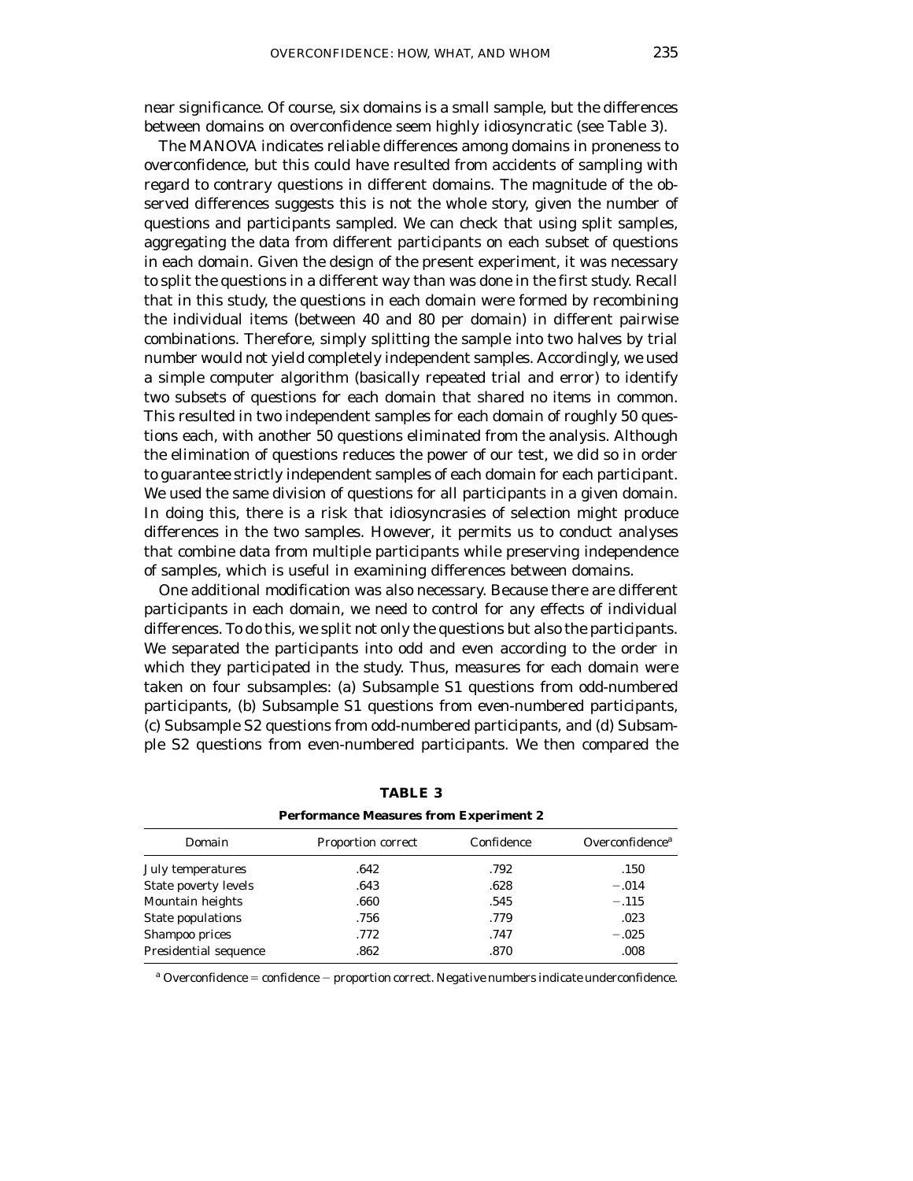near significance. Of course, six domains is a small sample, but the differences between domains on overconfidence seem highly idiosyncratic (see Table 3).

The MANOVA indicates reliable differences among domains in proneness to overconfidence, but this could have resulted from accidents of sampling with regard to contrary questions in different domains. The magnitude of the observed differences suggests this is not the whole story, given the number of questions and participants sampled. We can check that using split samples, aggregating the data from different participants on each subset of questions in each domain. Given the design of the present experiment, it was necessary to split the questions in a different way than was done in the first study. Recall that in this study, the questions in each domain were formed by recombining the individual items (between 40 and 80 per domain) in different pairwise combinations. Therefore, simply splitting the sample into two halves by trial number would not yield completely independent samples. Accordingly, we used a simple computer algorithm (basically repeated trial and error) to identify two subsets of questions for each domain that shared no items in common. This resulted in two independent samples for each domain of roughly 50 questions each, with another 50 questions eliminated from the analysis. Although the elimination of questions reduces the power of our test, we did so in order to guarantee strictly independent samples of each domain for each participant. We used the same division of questions for all participants in a given domain. In doing this, there is a risk that idiosyncrasies of selection might produce differences in the two samples. However, it permits us to conduct analyses that combine data from multiple participants while preserving independence of samples, which is useful in examining differences between domains.

One additional modification was also necessary. Because there are different participants in each domain, we need to control for any effects of individual differences. To do this, we split not only the questions but also the participants. We separated the participants into odd and even according to the order in which they participated in the study. Thus, measures for each domain were taken on four subsamples: (a) Subsample S1 questions from odd-numbered participants, (b) Subsample S1 questions from even-numbered participants, (c) Subsample S2 questions from odd-numbered participants, and (d) Subsample S2 questions from even-numbered participants. We then compared the

**TABLE 3**

**Performance Measures from Experiment 2**

| Domain | Proportion correct | Confidence | Overconfidence[a] |
|---|---|---|---|
| July temperatures | .642 | .792 | .150 |
| State poverty levels | .643 | .628 | −.014 |
| Mountain heights | .660 | .545 | −.115 |
| State populations | .756 | .779 | .023 |
| Shampoo prices | .772 | .747 | −.025 |
| Presidential sequence | .862 | .870 | .008 |

[a] Overconfidence = confidence − proportion correct. Negative numbers indicate underconfidence.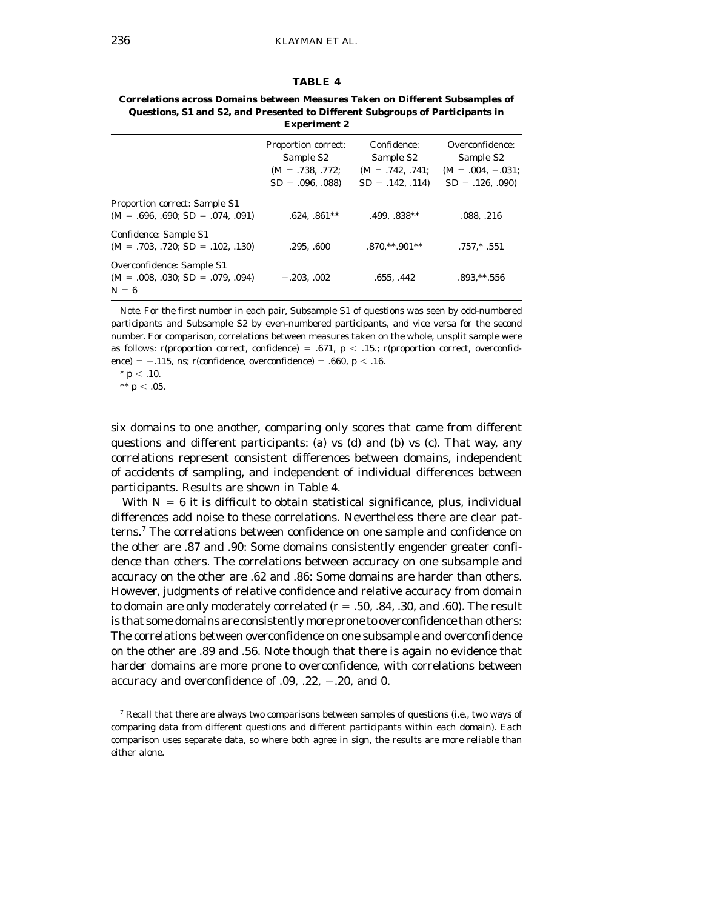**TABLE 4**

**Correlations across Domains between Measures Taken on Different Subsamples of Questions, S1 and S2, and Presented to Different Subgroups of Participants in Experiment 2**

| | Proportion correct: Sample S2 ($M$ = .738, .772; $SD$ = .096, .088) | Confidence: Sample S2 ($M$ = .742, .741; $SD$ = .142, .114) | Overconfidence: Sample S2 ($M$ = .004, −.031; $SD$ = .126, .090) |
|---|---|---|---|
| Proportion correct: Sample S1 ($M$ = .696, .690; $SD$ = .074, .091) | .624, .861** | .499, .838** | .088, .216 |
| Confidence: Sample S1 ($M$ = .703, .720; $SD$ = .102, .130) | .295, .600 | .870,**.901** | .757,* .551 |
| Overconfidence: Sample S1 ($M$ = .008, .030; $SD$ = .079, .094) $N$ = 6 | −.203, .002 | .655, .442 | .893,**.556 |

*Note.* For the first number in each pair, Subsample S1 of questions was seen by odd-numbered participants and Subsample S2 by even-numbered participants, and vice versa for the second number. For comparison, correlations between measures taken on the whole, unsplit sample were as follows: $r$(proportion correct, confidence) = .671, $p < .15$.; $r$(proportion correct, overconfidence) = −.115, ns; $r$(confidence, overconfidence) = .660, $p < .16$.

* $p < .10$.

** $p < .05$.

six domains to one another, comparing only scores that came from different questions and different participants: (a) vs (d) and (b) vs (c). That way, any correlations represent consistent differences between domains, independent of accidents of sampling, and independent of individual differences between participants. Results are shown in Table 4.

With $N = 6$ it is difficult to obtain statistical significance, plus, individual differences add noise to these correlations. Nevertheless there are clear patterns.[7] The correlations between confidence on one sample and confidence on the other are .87 and .90: Some domains consistently engender greater confidence than others. The correlations between accuracy on one subsample and accuracy on the other are .62 and .86: Some domains are harder than others. However, judgments of relative confidence and relative accuracy from domain to domain are only moderately correlated ($r$ = .50, .84, .30, and .60). The result is that some domains are consistently more prone to overconfidence than others: The correlations between overconfidence on one subsample and overconfidence on the other are .89 and .56. Note though that there is again no evidence that harder domains are more prone to overconfidence, with correlations between accuracy and overconfidence of .09, .22, −.20, and 0.

[7] Recall that there are always two comparisons between samples of questions (i.e., two ways of comparing data from different questions and different participants within each domain). Each comparison uses separate data, so where both agree in sign, the results are more reliable than either alone.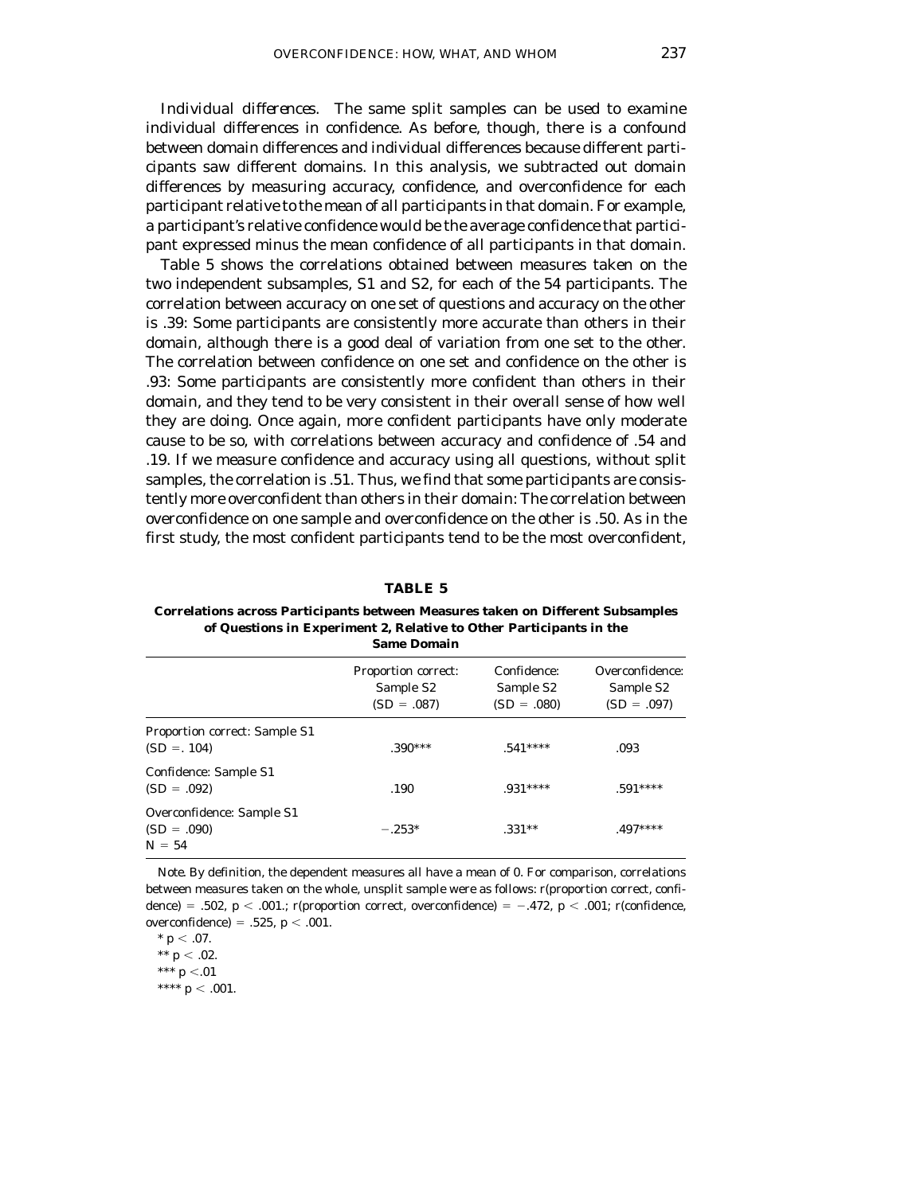*Individual differences.* The same split samples can be used to examine individual differences in confidence. As before, though, there is a confound between domain differences and individual differences because different participants saw different domains. In this analysis, we subtracted out domain differences by measuring accuracy, confidence, and overconfidence for each participant relative to the mean of all participants in that domain. For example, a participant's relative confidence would be the average confidence that participant expressed minus the mean confidence of all participants in that domain.

Table 5 shows the correlations obtained between measures taken on the two independent subsamples, S1 and S2, for each of the 54 participants. The correlation between accuracy on one set of questions and accuracy on the other is .39: Some participants are consistently more accurate than others in their domain, although there is a good deal of variation from one set to the other. The correlation between confidence on one set and confidence on the other is .93: Some participants are consistently more confident than others in their domain, and they tend to be very consistent in their overall sense of how well they are doing. Once again, more confident participants have only moderate cause to be so, with correlations between accuracy and confidence of .54 and .19. If we measure confidence and accuracy using all questions, without split samples, the correlation is .51. Thus, we find that some participants are consistently more overconfident than others in their domain: The correlation between overconfidence on one sample and overconfidence on the other is .50. As in the first study, the most confident participants tend to be the most overconfident,

**TABLE 5**

**Correlations across Participants between Measures taken on Different Subsamples of Questions in Experiment 2, Relative to Other Participants in the Same Domain**

| | Proportion correct: Sample S2 ($SD$ = .087) | Confidence: Sample S2 ($SD$ = .080) | Overconfidence: Sample S2 ($SD$ = .097) |
|---|---|---|---|
| Proportion correct: Sample S1 ($SD$ =. 104) | .390*** | .541**** | .093 |
| Confidence: Sample S1 ($SD$ = .092) | .190 | .931**** | .591**** |
| Overconfidence: Sample S1 ($SD$ = .090) $N$ = 54 | −.253* | .331** | .497**** |

*Note.* By definition, the dependent measures all have a mean of 0. For comparison, correlations between measures taken on the whole, unsplit sample were as follows: $r$(proportion correct, confidence) = .502, $p < .001$.; $r$(proportion correct, overconfidence) = −.472, $p < .001$; $r$(confidence, overconfidence) = .525, $p < .001$.

* $p < .07$.

** $p < .02$.

*** $p < .01$

**** $p < .001$.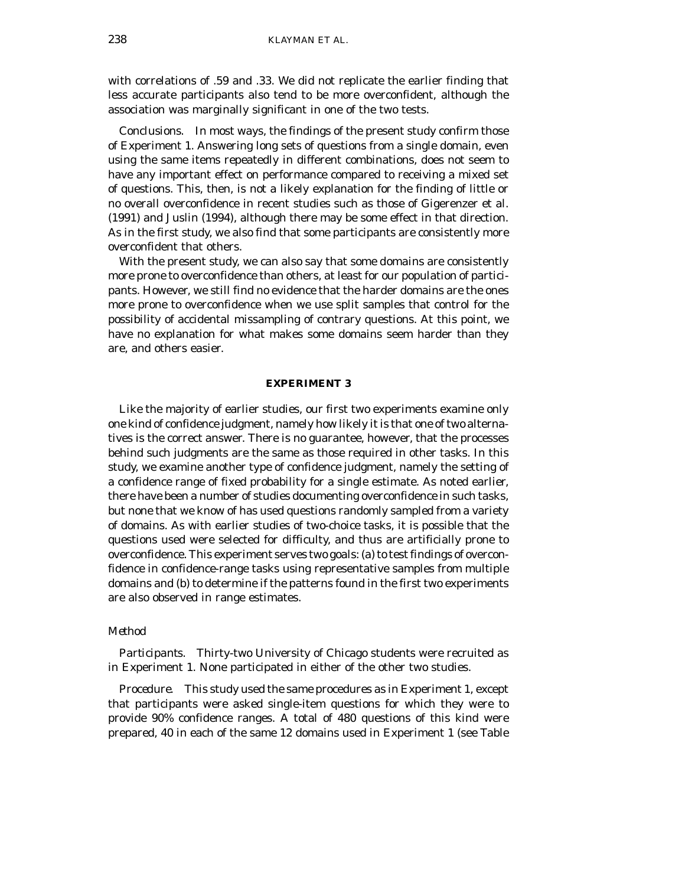with correlations of .59 and .33. We did not replicate the earlier finding that less accurate participants also tend to be more overconfident, although the association was marginally significant in one of the two tests.

*Conclusions.* In most ways, the findings of the present study confirm those of Experiment 1. Answering long sets of questions from a single domain, even using the same items repeatedly in different combinations, does not seem to have any important effect on performance compared to receiving a mixed set of questions. This, then, is not a likely explanation for the finding of little or no overall overconfidence in recent studies such as those of Gigerenzer et al. (1991) and Juslin (1994), although there may be some effect in that direction. As in the first study, we also find that some participants are consistently more overconfident that others.

With the present study, we can also say that some domains are consistently more prone to overconfidence than others, at least for our population of participants. However, we still find no evidence that the harder domains are the ones more prone to overconfidence when we use split samples that control for the possibility of accidental missampling of contrary questions. At this point, we have no explanation for what makes some domains seem harder than they are, and others easier.

## EXPERIMENT 3

Like the majority of earlier studies, our first two experiments examine only one kind of confidence judgment, namely how likely it is that one of two alternatives is the correct answer. There is no guarantee, however, that the processes behind such judgments are the same as those required in other tasks. In this study, we examine another type of confidence judgment, namely the setting of a confidence range of fixed probability for a single estimate. As noted earlier, there have been a number of studies documenting overconfidence in such tasks, but none that we know of has used questions randomly sampled from a variety of domains. As with earlier studies of two-choice tasks, it is possible that the questions used were selected for difficulty, and thus are artificially prone to overconfidence. This experiment serves two goals: (a) to test findings of overconfidence in confidence-range tasks using representative samples from multiple domains and (b) to determine if the patterns found in the first two experiments are also observed in range estimates.

### *Method*

*Participants.* Thirty-two University of Chicago students were recruited as in Experiment 1. None participated in either of the other two studies.

*Procedure.* This study used the same procedures as in Experiment 1, except that participants were asked single-item questions for which they were to provide 90% confidence ranges. A total of 480 questions of this kind were prepared, 40 in each of the same 12 domains used in Experiment 1 (see Table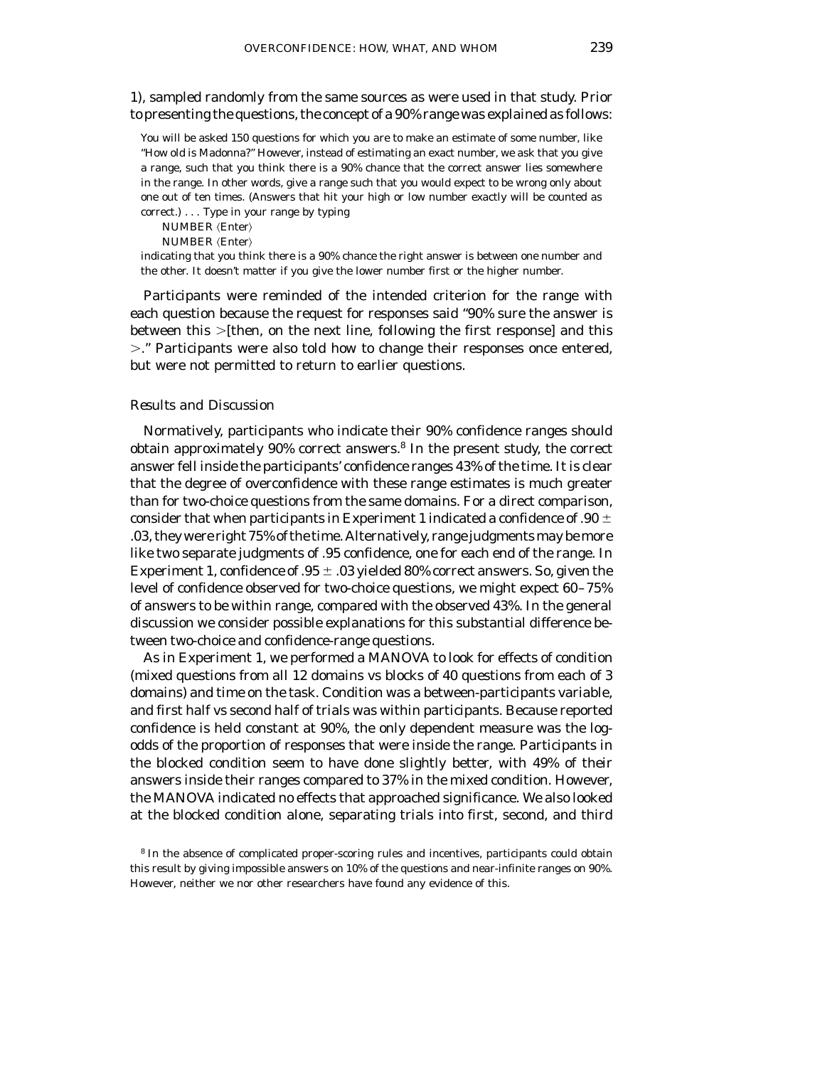1), sampled randomly from the same sources as were used in that study. Prior to presenting the questions, the concept of a 90% range was explained as follows:

> You will be asked 150 questions for which you are to make an estimate of some number, like "How old is Madonna?" However, instead of estimating an exact number, we ask that you give a range, such that you think there is a 90% chance that the correct answer lies somewhere in the range. In other words, give a range such that you would expect to be wrong only about one out of ten times. (Answers that hit your high or low number exactly will be counted as correct.) . . . Type in your range by typing
>
> NUMBER ⟨Enter⟩
>
> NUMBER ⟨Enter⟩
>
> indicating that you think there is a 90% chance the right answer is between one number and the other. It doesn't matter if you give the lower number first or the higher number.

Participants were reminded of the intended criterion for the range with each question because the request for responses said "90% sure the answer is between this >[then, on the next line, following the first response] and this >." Participants were also told how to change their responses once entered, but were not permitted to return to earlier questions.

### *Results and Discussion*

Normatively, participants who indicate their 90% confidence ranges should obtain approximately 90% correct answers.[8] In the present study, the correct answer fell inside the participants' confidence ranges 43% of the time. It is clear that the degree of overconfidence with these range estimates is much greater than for two-choice questions from the same domains. For a direct comparison, consider that when participants in Experiment 1 indicated a confidence of $.90 \pm .03$, they were right 75% of the time. Alternatively, range judgments may be more like two separate judgments of .95 confidence, one for each end of the range. In Experiment 1, confidence of $.95 \pm .03$ yielded 80% correct answers. So, given the level of confidence observed for two-choice questions, we might expect 60–75% of answers to be within range, compared with the observed 43%. In the general discussion we consider possible explanations for this substantial difference between two-choice and confidence-range questions.

As in Experiment 1, we performed a MANOVA to look for effects of condition (mixed questions from all 12 domains vs blocks of 40 questions from each of 3 domains) and time on the task. Condition was a between-participants variable, and first half vs second half of trials was within participants. Because reported confidence is held constant at 90%, the only dependent measure was the log-odds of the proportion of responses that were inside the range. Participants in the blocked condition seem to have done slightly better, with 49% of their answers inside their ranges compared to 37% in the mixed condition. However, the MANOVA indicated no effects that approached significance. We also looked at the blocked condition alone, separating trials into first, second, and third

[8] In the absence of complicated proper-scoring rules and incentives, participants could obtain this result by giving impossible answers on 10% of the questions and near-infinite ranges on 90%. However, neither we nor other researchers have found any evidence of this.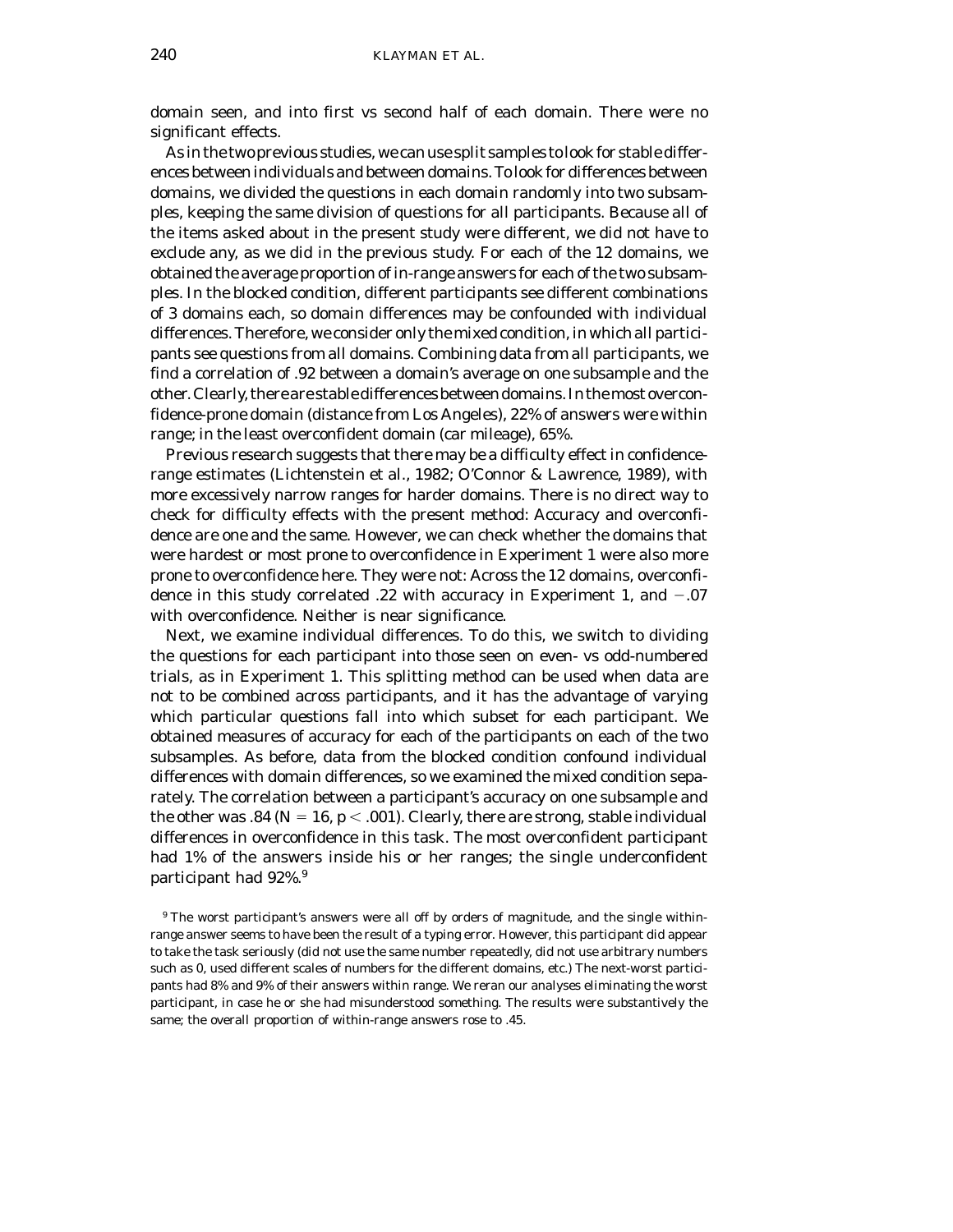domain seen, and into first vs second half of each domain. There were no significant effects.

As in the two previous studies, we can use split samples to look for stable differences between individuals and between domains. To look for differences between domains, we divided the questions in each domain randomly into two subsamples, keeping the same division of questions for all participants. Because all of the items asked about in the present study were different, we did not have to exclude any, as we did in the previous study. For each of the 12 domains, we obtained the average proportion of in-range answers for each of the two subsamples. In the blocked condition, different participants see different combinations of 3 domains each, so domain differences may be confounded with individual differences. Therefore, we consider only the mixed condition, in which all participants see questions from all domains. Combining data from all participants, we find a correlation of .92 between a domain's average on one subsample and the other. Clearly, there are stable differences between domains. In the most overconfidence-prone domain (distance from Los Angeles), 22% of answers were within range; in the least overconfident domain (car mileage), 65%.

Previous research suggests that there may be a difficulty effect in confidence-range estimates (Lichtenstein et al., 1982; O'Connor & Lawrence, 1989), with more excessively narrow ranges for harder domains. There is no direct way to check for difficulty effects with the present method: Accuracy and overconfidence are one and the same. However, we can check whether the domains that were hardest or most prone to overconfidence in Experiment 1 were also more prone to overconfidence here. They were not: Across the 12 domains, overconfidence in this study correlated .22 with accuracy in Experiment 1, and −.07 with overconfidence. Neither is near significance.

Next, we examine individual differences. To do this, we switch to dividing the questions for each participant into those seen on even- vs odd-numbered trials, as in Experiment 1. This splitting method can be used when data are not to be combined across participants, and it has the advantage of varying which particular questions fall into which subset for each participant. We obtained measures of accuracy for each of the participants on each of the two subsamples. As before, data from the blocked condition confound individual differences with domain differences, so we examined the mixed condition separately. The correlation between a participant's accuracy on one subsample and the other was .84 ($N = 16$, $p < .001$). Clearly, there are strong, stable individual differences in overconfidence in this task. The most overconfident participant had 1% of the answers inside his or her ranges; the single underconfident participant had 92%.[9]

[9] The worst participant's answers were all off by orders of magnitude, and the single within-range answer seems to have been the result of a typing error. However, this participant did appear to take the task seriously (did not use the same number repeatedly, did not use arbitrary numbers such as 0, used different scales of numbers for the different domains, etc.) The next-worst participants had 8% and 9% of their answers within range. We reran our analyses eliminating the worst participant, in case he or she had misunderstood something. The results were substantively the same; the overall proportion of within-range answers rose to .45.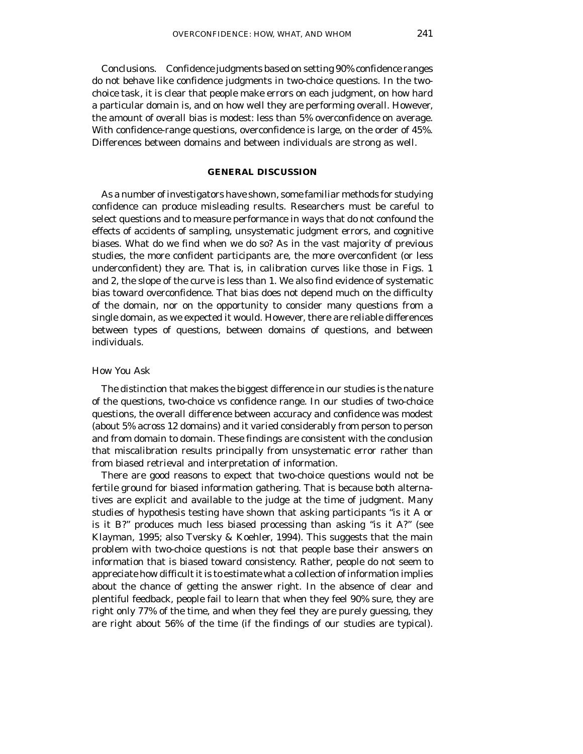*Conclusions.* Confidence judgments based on setting 90% confidence ranges do not behave like confidence judgments in two-choice questions. In the two-choice task, it is clear that people make errors on each judgment, on how hard a particular domain is, and on how well they are performing overall. However, the amount of overall bias is modest: less than 5% overconfidence on average. With confidence-range questions, overconfidence is large, on the order of 45%. Differences between domains and between individuals are strong as well.

## GENERAL DISCUSSION

As a number of investigators have shown, some familiar methods for studying confidence can produce misleading results. Researchers must be careful to select questions and to measure performance in ways that do not confound the effects of accidents of sampling, unsystematic judgment errors, and cognitive biases. What do we find when we do so? As in the vast majority of previous studies, the more confident participants are, the more overconfident (or less underconfident) they are. That is, in calibration curves like those in Figs. 1 and 2, the slope of the curve is less than 1. We also find evidence of systematic bias toward overconfidence. That bias does not depend much on the difficulty of the domain, nor on the opportunity to consider many questions from a single domain, as we expected it would. However, there are reliable differences between types of questions, between domains of questions, and between individuals.

### *How You Ask*

The distinction that makes the biggest difference in our studies is the nature of the questions, two-choice vs confidence range. In our studies of two-choice questions, the overall difference between accuracy and confidence was modest (about 5% across 12 domains) and it varied considerably from person to person and from domain to domain. These findings are consistent with the conclusion that miscalibration results principally from unsystematic error rather than from biased retrieval and interpretation of information.

There are good reasons to expect that two-choice questions would not be fertile ground for biased information gathering. That is because both alternatives are explicit and available to the judge at the time of judgment. Many studies of hypothesis testing have shown that asking participants "is it A or is it B?" produces much less biased processing than asking "is it A?" (see Klayman, 1995; also Tversky & Koehler, 1994). This suggests that the main problem with two-choice questions is not that people base their answers on information that is biased toward consistency. Rather, people do not seem to appreciate how difficult it is to estimate what a collection of information implies about the chance of getting the answer right. In the absence of clear and plentiful feedback, people fail to learn that when they feel 90% sure, they are right only 77% of the time, and when they feel they are purely guessing, they are right about 56% of the time (if the findings of our studies are typical).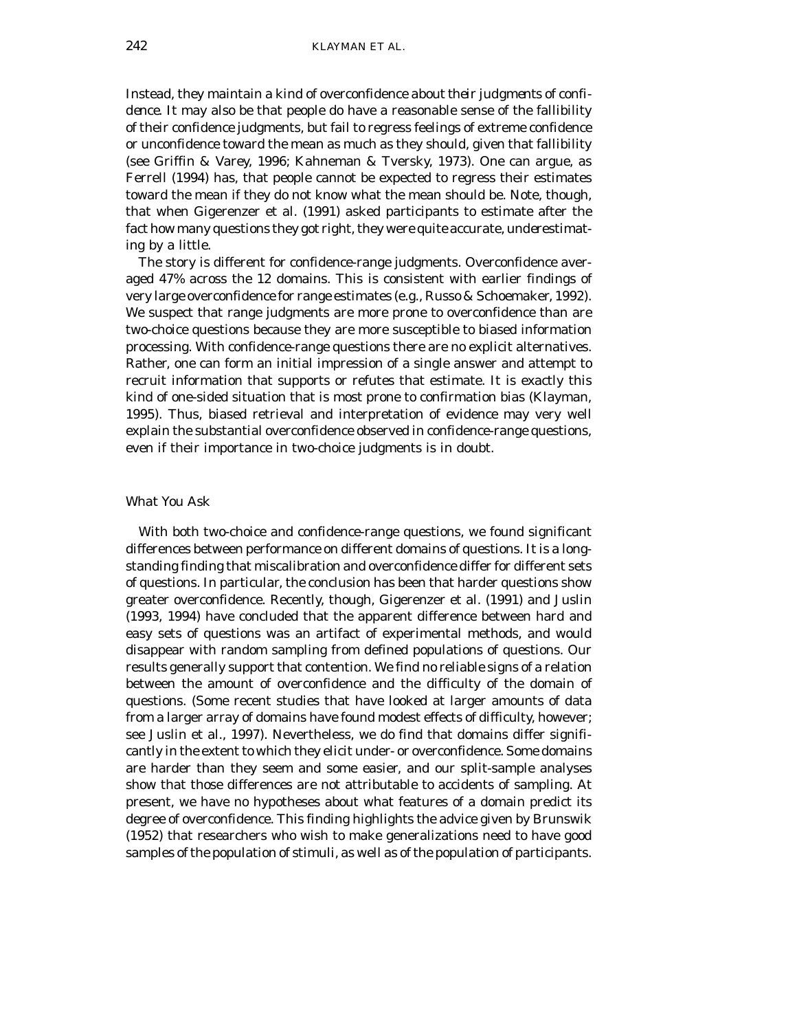Instead, they maintain a kind of overconfidence about their *judgments of confidence*. It may also be that people do have a reasonable sense of the fallibility of their confidence judgments, but fail to regress feelings of extreme confidence or unconfidence toward the mean as much as they should, given that fallibility (see Griffin & Varey, 1996; Kahneman & Tversky, 1973). One can argue, as Ferrell (1994) has, that people cannot be expected to regress their estimates toward the mean if they do not know what the mean should be. Note, though, that when Gigerenzer et al. (1991) asked participants to estimate after the fact how many questions they got right, they were quite accurate, underestimating by a little.

The story is different for confidence-range judgments. Overconfidence averaged 47% across the 12 domains. This is consistent with earlier findings of very large overconfidence for range estimates (e.g., Russo & Schoemaker, 1992). We suspect that range judgments are more prone to overconfidence than are two-choice questions because they are more susceptible to biased information processing. With confidence-range questions there are no explicit alternatives. Rather, one can form an initial impression of a single answer and attempt to recruit information that supports or refutes that estimate. It is exactly this kind of one-sided situation that is most prone to confirmation bias (Klayman, 1995). Thus, biased retrieval and interpretation of evidence may very well explain the substantial overconfidence observed in confidence-range questions, even if their importance in two-choice judgments is in doubt.

### *What You Ask*

With both two-choice and confidence-range questions, we found significant differences between performance on different domains of questions. It is a long-standing finding that miscalibration and overconfidence differ for different sets of questions. In particular, the conclusion has been that harder questions show greater overconfidence. Recently, though, Gigerenzer et al. (1991) and Juslin (1993, 1994) have concluded that the apparent difference between hard and easy sets of questions was an artifact of experimental methods, and would disappear with random sampling from defined populations of questions. Our results generally support that contention. We find no reliable signs of a relation between the amount of overconfidence and the difficulty of the domain of questions. (Some recent studies that have looked at larger amounts of data from a larger array of domains have found modest effects of difficulty, however; see Juslin et al., 1997). Nevertheless, we do find that domains differ significantly in the extent to which they elicit under- or overconfidence. Some domains are harder than they seem and some easier, and our split-sample analyses show that those differences are not attributable to accidents of sampling. At present, we have no hypotheses about what features of a domain predict its degree of overconfidence. This finding highlights the advice given by Brunswik (1952) that researchers who wish to make generalizations need to have good samples of the population of stimuli, as well as of the population of participants.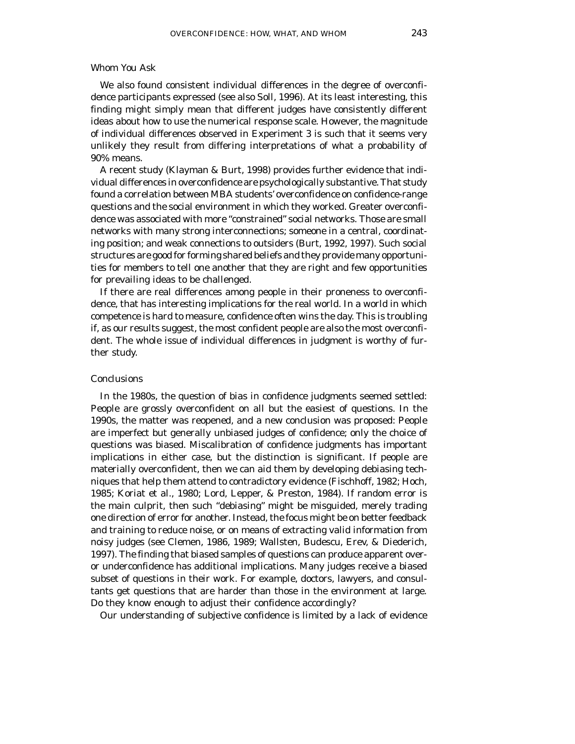### Whom You Ask

We also found consistent individual differences in the degree of overconfidence participants expressed (see also Soll, 1996). At its least interesting, this finding might simply mean that different judges have consistently different ideas about how to use the numerical response scale. However, the magnitude of individual differences observed in Experiment 3 is such that it seems very unlikely they result from differing interpretations of what a probability of 90% means.

A recent study (Klayman & Burt, 1998) provides further evidence that individual differences in overconfidence are psychologically substantive. That study found a correlation between MBA students' overconfidence on confidence-range questions and the social environment in which they worked. Greater overconfidence was associated with more "constrained" social networks. Those are small networks with many strong interconnections; someone in a central, coordinating position; and weak connections to outsiders (Burt, 1992, 1997). Such social structures are good for forming shared beliefs and they provide many opportunities for members to tell one another that they are right and few opportunities for prevailing ideas to be challenged.

If there are real differences among people in their proneness to overconfidence, that has interesting implications for the real world. In a world in which competence is hard to measure, confidence often wins the day. This is troubling if, as our results suggest, the most confident people are also the most overconfident. The whole issue of individual differences in judgment is worthy of further study.

### Conclusions

In the 1980s, the question of bias in confidence judgments seemed settled: People are grossly overconfident on all but the easiest of questions. In the 1990s, the matter was reopened, and a new conclusion was proposed: People are imperfect but generally unbiased judges of confidence; only the choice of questions was biased. Miscalibration of confidence judgments has important implications in either case, but the distinction is significant. If people are materially overconfident, then we can aid them by developing debiasing techniques that help them attend to contradictory evidence (Fischhoff, 1982; Hoch, 1985; Koriat et al., 1980; Lord, Lepper, & Preston, 1984). If random error is the main culprit, then such "debiasing" might be misguided, merely trading one direction of error for another. Instead, the focus might be on better feedback and training to reduce noise, or on means of extracting valid information from noisy judges (see Clemen, 1986, 1989; Wallsten, Budescu, Erev, & Diederich, 1997). The finding that biased samples of questions can produce apparent over- or underconfidence has additional implications. Many judges receive a biased subset of questions in their work. For example, doctors, lawyers, and consultants get questions that are harder than those in the environment at large. Do they know enough to adjust their confidence accordingly?

Our understanding of subjective confidence is limited by a lack of evidence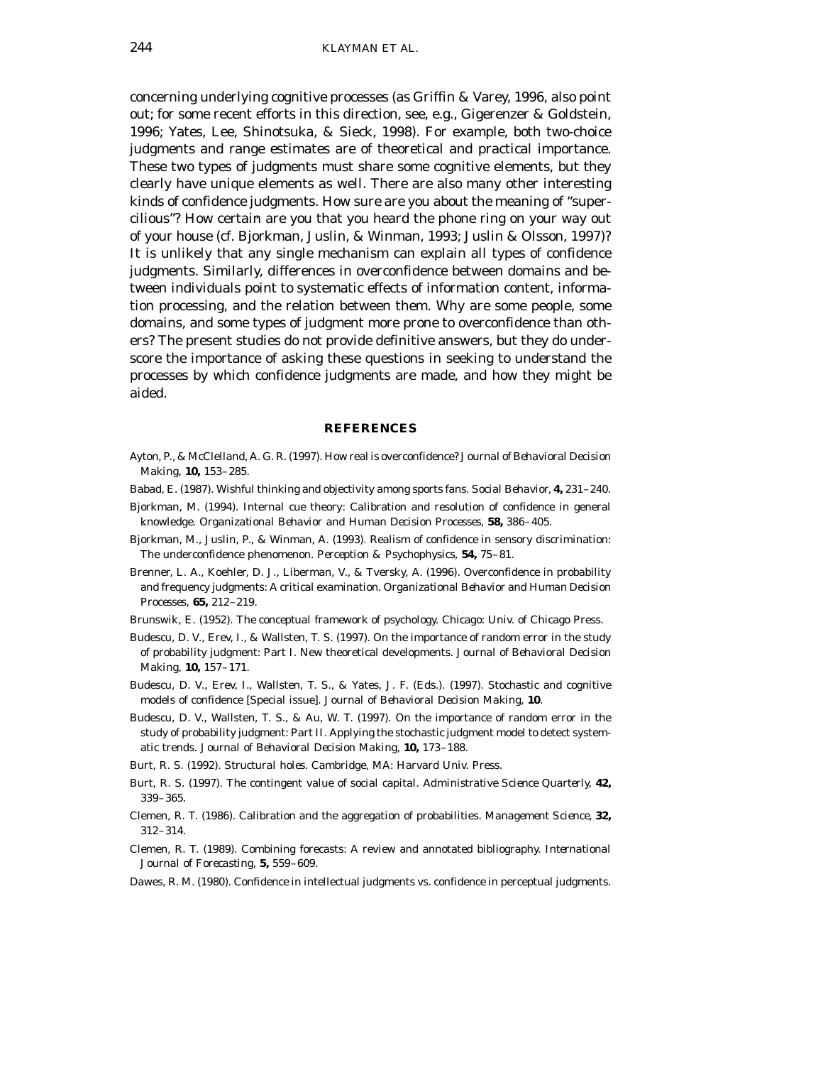concerning underlying cognitive processes (as Griffin & Varey, 1996, also point out; for some recent efforts in this direction, see, e.g., Gigerenzer & Goldstein, 1996; Yates, Lee, Shinotsuka, & Sieck, 1998). For example, both two-choice judgments and range estimates are of theoretical and practical importance. These two types of judgments must share some cognitive elements, but they clearly have unique elements as well. There are also many other interesting kinds of confidence judgments. How sure are you about the meaning of "supercilious"? How certain are you that you heard the phone ring on your way out of your house (cf. Bjorkman, Juslin, & Winman, 1993; Juslin & Olsson, 1997)? It is unlikely that any single mechanism can explain all types of confidence judgments. Similarly, differences in overconfidence between domains and between individuals point to systematic effects of information content, information processing, and the relation between them. Why are some people, some domains, and some types of judgment more prone to overconfidence than others? The present studies do not provide definitive answers, but they do underscore the importance of asking these questions in seeking to understand the processes by which confidence judgments are made, and how they might be aided.

## REFERENCES

Ayton, P., & McClelland, A. G. R. (1997). How real is overconfidence? *Journal of Behavioral Decision Making,* **10,** 153–285.

Babad, E. (1987). Wishful thinking and objectivity among sports fans. *Social Behavior,* **4,** 231–240.

Bjorkman, M. (1994). Internal cue theory: Calibration and resolution of confidence in general knowledge. *Organizational Behavior and Human Decision Processes,* **58,** 386–405.

Bjorkman, M., Juslin, P., & Winman, A. (1993). Realism of confidence in sensory discrimination: The underconfidence phenomenon. *Perception & Psychophysics,* **54,** 75–81.

Brenner, L. A., Koehler, D. J., Liberman, V., & Tversky, A. (1996). Overconfidence in probability and frequency judgments: A critical examination. *Organizational Behavior and Human Decision Processes,* **65,** 212–219.

Brunswik, E. (1952). *The conceptual framework of psychology.* Chicago: Univ. of Chicago Press.

Budescu, D. V., Erev, I., & Wallsten, T. S. (1997). On the importance of random error in the study of probability judgment: Part I. New theoretical developments. *Journal of Behavioral Decision Making,* **10,** 157–171.

Budescu, D. V., Erev, I., Wallsten, T. S., & Yates, J. F. (Eds.). (1997). Stochastic and cognitive models of confidence [Special issue]. *Journal of Behavioral Decision Making,* **10**.

Budescu, D. V., Wallsten, T. S., & Au, W. T. (1997). On the importance of random error in the study of probability judgment: Part II. Applying the stochastic judgment model to detect systematic trends. *Journal of Behavioral Decision Making,* **10,** 173–188.

Burt, R. S. (1992). *Structural holes.* Cambridge, MA: Harvard Univ. Press.

Burt, R. S. (1997). The contingent value of social capital. *Administrative Science Quarterly,* **42,** 339–365.

Clemen, R. T. (1986). Calibration and the aggregation of probabilities. *Management Science,* **32,** 312–314.

Clemen, R. T. (1989). Combining forecasts: A review and annotated bibliography. *International Journal of Forecasting,* **5,** 559–609.

Dawes, R. M. (1980). Confidence in intellectual judgments vs. confidence in perceptual judgments.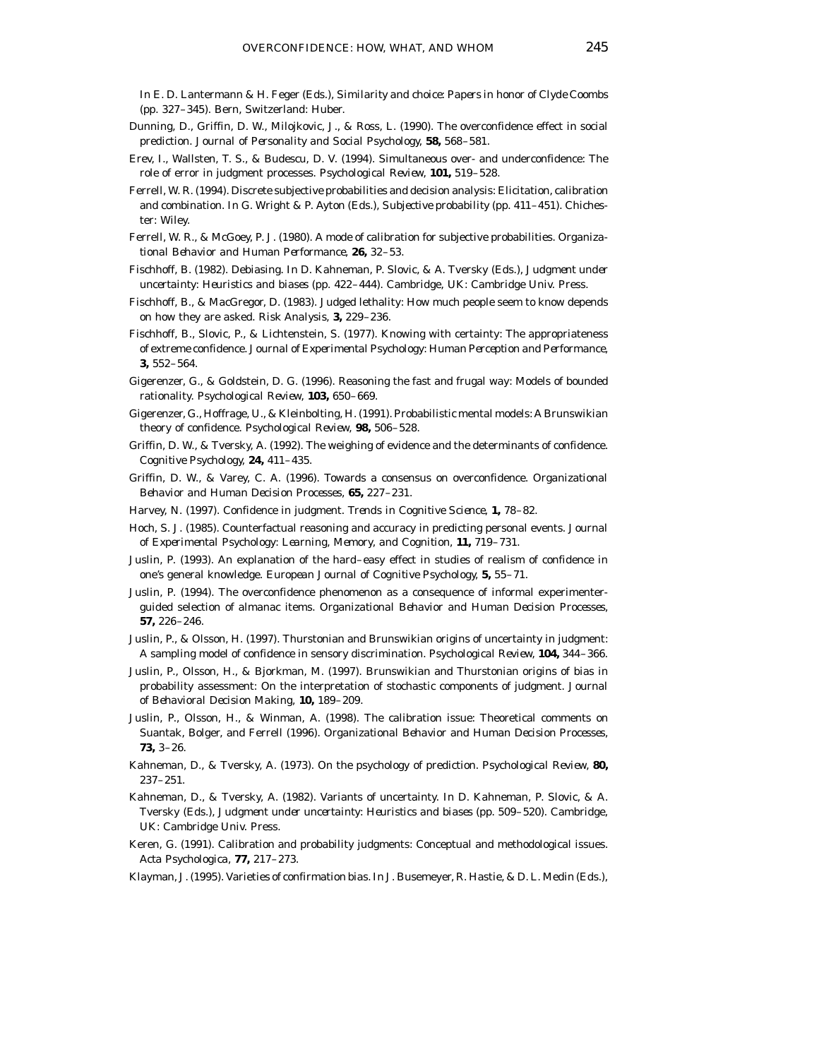In E. D. Lantermann & H. Feger (Eds.), *Similarity and choice: Papers in honor of Clyde Coombs* (pp. 327–345). Bern, Switzerland: Huber.

Dunning, D., Griffin, D. W., Milojkovic, J., & Ross, L. (1990). The overconfidence effect in social prediction. *Journal of Personality and Social Psychology,* **58,** 568–581.

Erev, I., Wallsten, T. S., & Budescu, D. V. (1994). Simultaneous over- and underconfidence: The role of error in judgment processes. *Psychological Review,* **101,** 519–528.

Ferrell, W. R. (1994). Discrete subjective probabilities and decision analysis: Elicitation, calibration and combination. In G. Wright & P. Ayton (Eds.), *Subjective probability* (pp. 411–451). Chichester: Wiley.

Ferrell, W. R., & McGoey, P. J. (1980). A mode of calibration for subjective probabilities. *Organizational Behavior and Human Performance,* **26,** 32–53.

Fischhoff, B. (1982). Debiasing. In D. Kahneman, P. Slovic, & A. Tversky (Eds.), *Judgment under uncertainty: Heuristics and biases* (pp. 422–444). Cambridge, UK: Cambridge Univ. Press.

Fischhoff, B., & MacGregor, D. (1983). Judged lethality: How much people seem to know depends on how they are asked. *Risk Analysis,* **3,** 229–236.

Fischhoff, B., Slovic, P., & Lichtenstein, S. (1977). Knowing with certainty: The appropriateness of extreme confidence. *Journal of Experimental Psychology: Human Perception and Performance,* **3,** 552–564.

Gigerenzer, G., & Goldstein, D. G. (1996). Reasoning the fast and frugal way: Models of bounded rationality. *Psychological Review,* **103,** 650–669.

Gigerenzer, G., Hoffrage, U., & Kleinbolting, H. (1991). Probabilistic mental models: A Brunswikian theory of confidence. *Psychological Review,* **98,** 506–528.

Griffin, D. W., & Tversky, A. (1992). The weighing of evidence and the determinants of confidence. *Cognitive Psychology,* **24,** 411–435.

Griffin, D. W., & Varey, C. A. (1996). Towards a consensus on overconfidence. *Organizational Behavior and Human Decision Processes,* **65,** 227–231.

Harvey, N. (1997). Confidence in judgment. *Trends in Cognitive Science,* **1,** 78–82.

Hoch, S. J. (1985). Counterfactual reasoning and accuracy in predicting personal events. *Journal of Experimental Psychology: Learning, Memory, and Cognition,* **11,** 719–731.

Juslin, P. (1993). An explanation of the hard–easy effect in studies of realism of confidence in one's general knowledge. *European Journal of Cognitive Psychology,* **5,** 55–71.

Juslin, P. (1994). The overconfidence phenomenon as a consequence of informal experimenter-guided selection of almanac items. *Organizational Behavior and Human Decision Processes,* **57,** 226–246.

Juslin, P., & Olsson, H. (1997). Thurstonian and Brunswikian origins of uncertainty in judgment: A sampling model of confidence in sensory discrimination. *Psychological Review,* **104,** 344–366.

Juslin, P., Olsson, H., & Bjorkman, M. (1997). Brunswikian and Thurstonian origins of bias in probability assessment: On the interpretation of stochastic components of judgment. *Journal of Behavioral Decision Making,* **10,** 189–209.

Juslin, P., Olsson, H., & Winman, A. (1998). The calibration issue: Theoretical comments on Suantak, Bolger, and Ferrell (1996). *Organizational Behavior and Human Decision Processes,* **73,** 3–26.

Kahneman, D., & Tversky, A. (1973). On the psychology of prediction. *Psychological Review,* **80,** 237–251.

Kahneman, D., & Tversky, A. (1982). Variants of uncertainty. In D. Kahneman, P. Slovic, & A. Tversky (Eds.), *Judgment under uncertainty: Heuristics and biases* (pp. 509–520). Cambridge, UK: Cambridge Univ. Press.

Keren, G. (1991). Calibration and probability judgments: Conceptual and methodological issues. *Acta Psychologica,* **77,** 217–273.

Klayman, J. (1995). Varieties of confirmation bias. In J. Busemeyer, R. Hastie, & D. L. Medin (Eds.),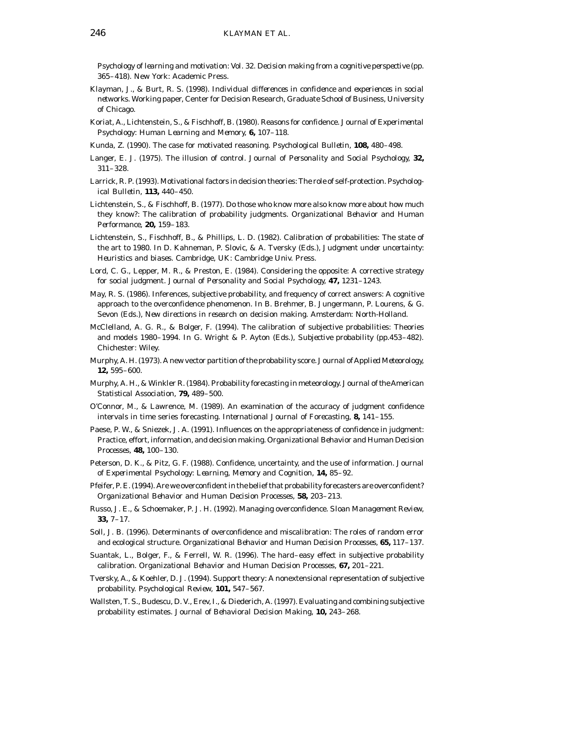*Psychology of learning and motivation: Vol. 32. Decision making from a cognitive perspective* (pp. 365–418). New York: Academic Press.

Klayman, J., & Burt, R. S. (1998). Individual differences in confidence and experiences in social networks. Working paper, Center for Decision Research, Graduate School of Business, University of Chicago.

Koriat, A., Lichtenstein, S., & Fischhoff, B. (1980). Reasons for confidence. *Journal of Experimental Psychology: Human Learning and Memory,* **6,** 107–118.

Kunda, Z. (1990). The case for motivated reasoning. *Psychological Bulletin,* **108,** 480–498.

Langer, E. J. (1975). The illusion of control. *Journal of Personality and Social Psychology,* **32,** 311–328.

Larrick, R. P. (1993). Motivational factors in decision theories: The role of self-protection. *Psychological Bulletin,* **113,** 440–450.

Lichtenstein, S., & Fischhoff, B. (1977). Do those who know more also know more about how much they know?: The calibration of probability judgments. *Organizational Behavior and Human Performance,* **20,** 159–183.

Lichtenstein, S., Fischhoff, B., & Phillips, L. D. (1982). Calibration of probabilities: The state of the art to 1980. In D. Kahneman, P. Slovic, & A. Tversky (Eds.), *Judgment under uncertainty: Heuristics and biases.* Cambridge, UK: Cambridge Univ. Press.

Lord, C. G., Lepper, M. R., & Preston, E. (1984). Considering the opposite: A corrective strategy for social judgment. *Journal of Personality and Social Psychology,* **47,** 1231–1243.

May, R. S. (1986). Inferences, subjective probability, and frequency of correct answers: A cognitive approach to the overconfidence phenomenon. In B. Brehmer, B. Jungermann, P. Lourens, & G. Sevon (Eds.), *New directions in research on decision making.* Amsterdam: North-Holland.

McClelland, A. G. R., & Bolger, F. (1994). The calibration of subjective probabilities: Theories and models 1980–1994. In G. Wright & P. Ayton (Eds.), *Subjective probability* (pp.453–482). Chichester: Wiley.

Murphy, A. H. (1973). A new vector partition of the probability score. *Journal of Applied Meteorology,* **12,** 595–600.

Murphy, A. H., & Winkler R. (1984). Probability forecasting in meteorology. *Journal of the American Statistical Association,* **79,** 489–500.

O'Connor, M., & Lawrence, M. (1989). An examination of the accuracy of judgment confidence intervals in time series forecasting. *International Journal of Forecasting,* **8,** 141–155.

Paese, P. W., & Sniezek, J. A. (1991). Influences on the appropriateness of confidence in judgment: Practice, effort, information, and decision making. *Organizational Behavior and Human Decision Processes,* **48,** 100–130.

Peterson, D. K., & Pitz, G. F. (1988). Confidence, uncertainty, and the use of information. *Journal of Experimental Psychology: Learning, Memory and Cognition,* **14,** 85–92.

Pfeifer, P. E. (1994). Are we overconfident in the belief that probability forecasters are overconfident? *Organizational Behavior and Human Decision Processes,* **58,** 203–213.

Russo, J. E., & Schoemaker, P. J. H. (1992). Managing overconfidence. *Sloan Management Review,* **33,** 7–17.

Soll, J. B. (1996). Determinants of overconfidence and miscalibration: The roles of random error and ecological structure. *Organizational Behavior and Human Decision Processes,* **65,** 117–137.

Suantak, L., Bolger, F., & Ferrell, W. R. (1996). The hard–easy effect in subjective probability calibration. *Organizational Behavior and Human Decision Processes,* **67,** 201–221.

Tversky, A., & Koehler, D. J. (1994). Support theory: A nonextensional representation of subjective probability. *Psychological Review,* **101,** 547–567.

Wallsten, T. S., Budescu, D. V., Erev, I., & Diederich, A. (1997). Evaluating and combining subjective probability estimates. *Journal of Behavioral Decision Making,* **10,** 243–268.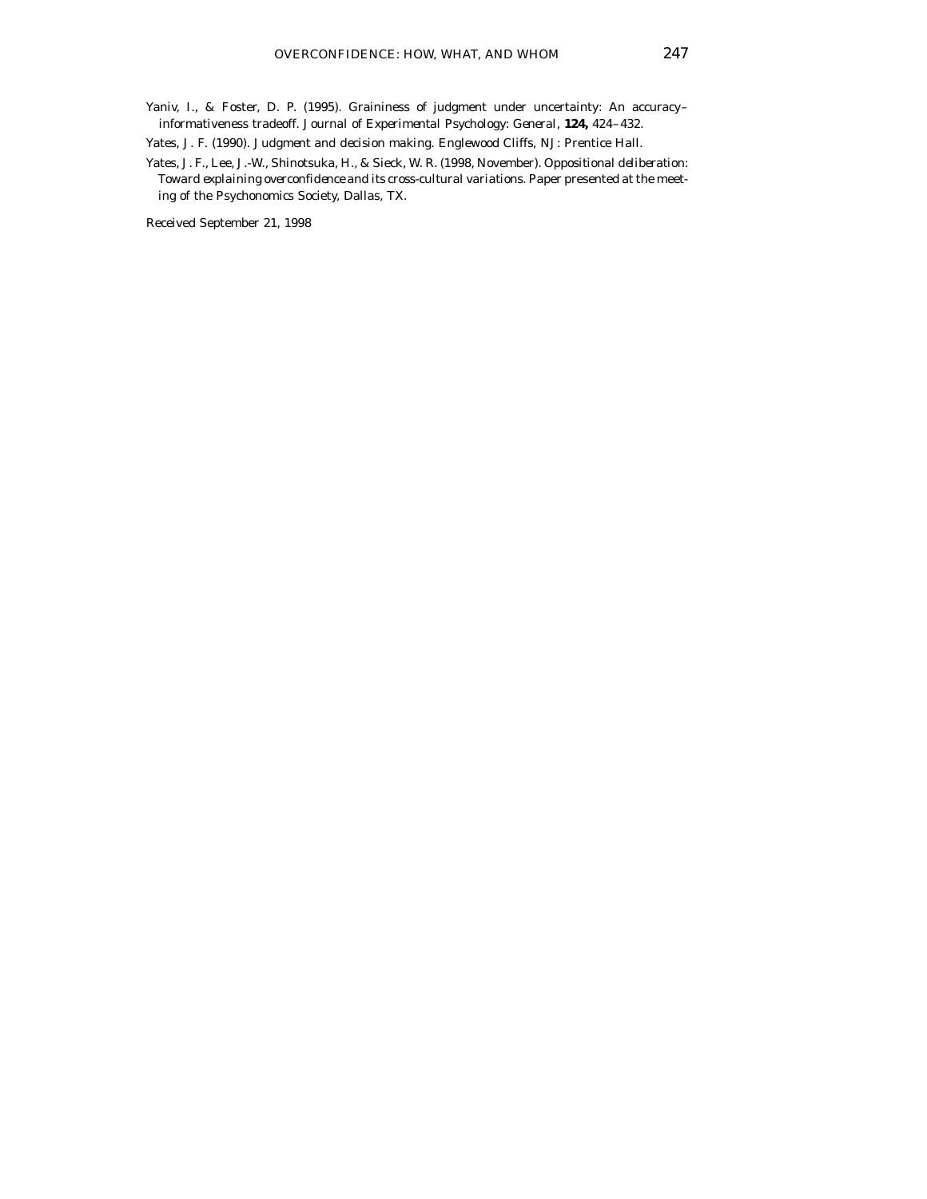Yaniv, I., & Foster, D. P. (1995). Graininess of judgment under uncertainty: An accuracy–informativeness tradeoff. *Journal of Experimental Psychology: General,* **124,** 424–432.

Yates, J. F. (1990). *Judgment and decision making.* Englewood Cliffs, NJ: Prentice Hall.

Yates, J. F., Lee, J.-W., Shinotsuka, H., & Sieck, W. R. (1998, November). *Oppositional deliberation: Toward explaining overconfidence and its cross-cultural variations.* Paper presented at the meeting of the Psychonomics Society, Dallas, TX.

Received September 21, 1998